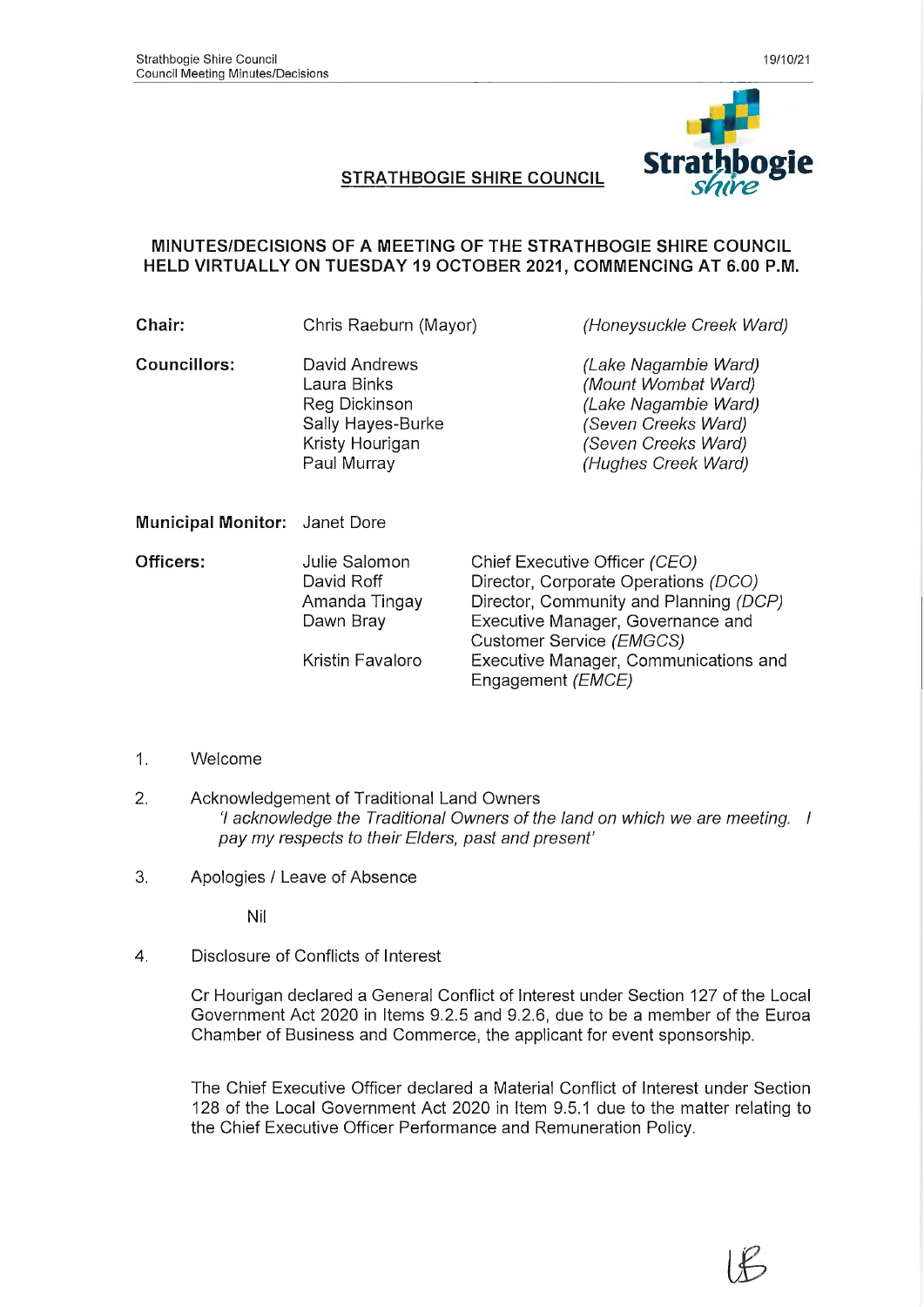## STRATHBOGIE SHIRE COUNCIL

### MINUTES/DECISIONS OF A MEETING OF THE STRATHBOGIE SHIRE COUNCIL HELD VIRTUALLY ON TUESDAY 19 OCTOBER 2021, COMMENCING AT 6.00 P.M.

| | | |
|---|---|---|
| **Chair:** | Chris Raeburn (Mayor) | *(Honeysuckle Creek Ward)* |
| **Councillors:** | David Andrews | *(Lake Nagambie Ward)* |
| | Laura Binks | *(Mount Wombat Ward)* |
| | Reg Dickinson | *(Lake Nagambie Ward)* |
| | Sally Hayes-Burke | *(Seven Creeks Ward)* |
| | Kristy Hourigan | *(Seven Creeks Ward)* |
| | Paul Murray | *(Hughes Creek Ward)* |

**Municipal Monitor:** Janet Dore

| | | |
|---|---|---|
| **Officers:** | Julie Salomon | Chief Executive Officer *(CEO)* |
| | David Roff | Director, Corporate Operations *(DCO)* |
| | Amanda Tingay | Director, Community and Planning *(DCP)* |
| | Dawn Bray | Executive Manager, Governance and Customer Service *(EMGCS)* |
| | Kristin Favaloro | Executive Manager, Communications and Engagement *(EMCE)* |

1. Welcome

2. Acknowledgement of Traditional Land Owners
   *'I acknowledge the Traditional Owners of the land on which we are meeting. I pay my respects to their Elders, past and present'*

3. Apologies / Leave of Absence

   Nil

4. Disclosure of Conflicts of Interest

   Cr Hourigan declared a General Conflict of Interest under Section 127 of the Local Government Act 2020 in Items 9.2.5 and 9.2.6, due to be a member of the Euroa Chamber of Business and Commerce, the applicant for event sponsorship.

   The Chief Executive Officer declared a Material Conflict of Interest under Section 128 of the Local Government Act 2020 in Item 9.5.1 due to the matter relating to the Chief Executive Officer Performance and Remuneration Policy.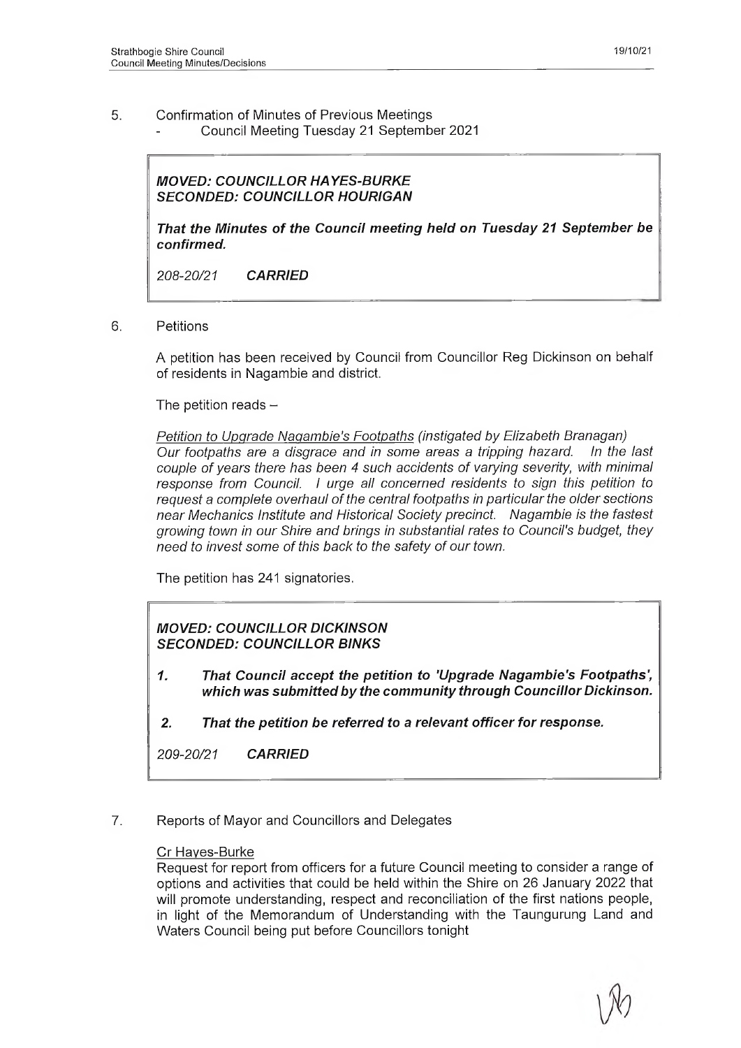5. Confirmation of Minutes of Previous Meetings
   - Council Meeting Tuesday 21 September 2021

> ***MOVED: COUNCILLOR HAYES-BURKE***
> ***SECONDED: COUNCILLOR HOURIGAN***
>
> ***That the Minutes of the Council meeting held on Tuesday 21 September be confirmed.***
>
> *208-20/21* ***CARRIED***

6. Petitions

A petition has been received by Council from Councillor Reg Dickinson on behalf of residents in Nagambie and district.

The petition reads –

*Petition to Upgrade Nagambie's Footpaths (instigated by Elizabeth Branagan) Our footpaths are a disgrace and in some areas a tripping hazard. In the last couple of years there has been 4 such accidents of varying severity, with minimal response from Council. I urge all concerned residents to sign this petition to request a complete overhaul of the central footpaths in particular the older sections near Mechanics Institute and Historical Society precinct. Nagambie is the fastest growing town in our Shire and brings in substantial rates to Council's budget, they need to invest some of this back to the safety of our town.*

The petition has 241 signatories.

> ***MOVED: COUNCILLOR DICKINSON***
> ***SECONDED: COUNCILLOR BINKS***
>
> ***1. That Council accept the petition to 'Upgrade Nagambie's Footpaths', which was submitted by the community through Councillor Dickinson.***
>
> ***2. That the petition be referred to a relevant officer for response.***
>
> *209-20/21* ***CARRIED***

7. Reports of Mayor and Councillors and Delegates

Cr Hayes-Burke

Request for report from officers for a future Council meeting to consider a range of options and activities that could be held within the Shire on 26 January 2022 that will promote understanding, respect and reconciliation of the first nations people, in light of the Memorandum of Understanding with the Taungurung Land and Waters Council being put before Councillors tonight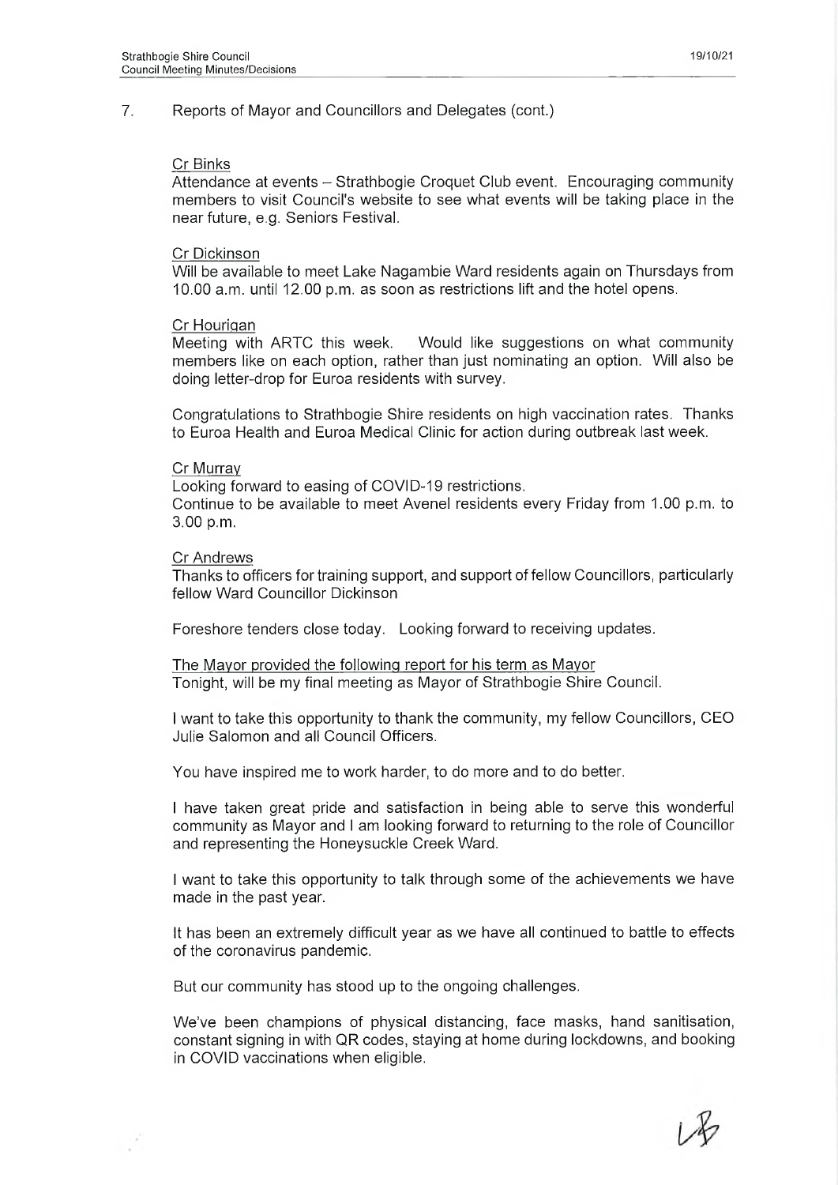7. Reports of Mayor and Councillors and Delegates (cont.)

Cr Binks

Attendance at events – Strathbogie Croquet Club event. Encouraging community members to visit Council's website to see what events will be taking place in the near future, e.g. Seniors Festival.

Cr Dickinson

Will be available to meet Lake Nagambie Ward residents again on Thursdays from 10.00 a.m. until 12.00 p.m. as soon as restrictions lift and the hotel opens.

Cr Hourigan

Meeting with ARTC this week. Would like suggestions on what community members like on each option, rather than just nominating an option. Will also be doing letter-drop for Euroa residents with survey.

Congratulations to Strathbogie Shire residents on high vaccination rates. Thanks to Euroa Health and Euroa Medical Clinic for action during outbreak last week.

Cr Murray

Looking forward to easing of COVID-19 restrictions.
Continue to be available to meet Avenel residents every Friday from 1.00 p.m. to 3.00 p.m.

Cr Andrews

Thanks to officers for training support, and support of fellow Councillors, particularly fellow Ward Councillor Dickinson

Foreshore tenders close today. Looking forward to receiving updates.

The Mayor provided the following report for his term as Mayor

Tonight, will be my final meeting as Mayor of Strathbogie Shire Council.

I want to take this opportunity to thank the community, my fellow Councillors, CEO Julie Salomon and all Council Officers.

You have inspired me to work harder, to do more and to do better.

I have taken great pride and satisfaction in being able to serve this wonderful community as Mayor and I am looking forward to returning to the role of Councillor and representing the Honeysuckle Creek Ward.

I want to take this opportunity to talk through some of the achievements we have made in the past year.

It has been an extremely difficult year as we have all continued to battle to effects of the coronavirus pandemic.

But our community has stood up to the ongoing challenges.

We've been champions of physical distancing, face masks, hand sanitisation, constant signing in with QR codes, staying at home during lockdowns, and booking in COVID vaccinations when eligible.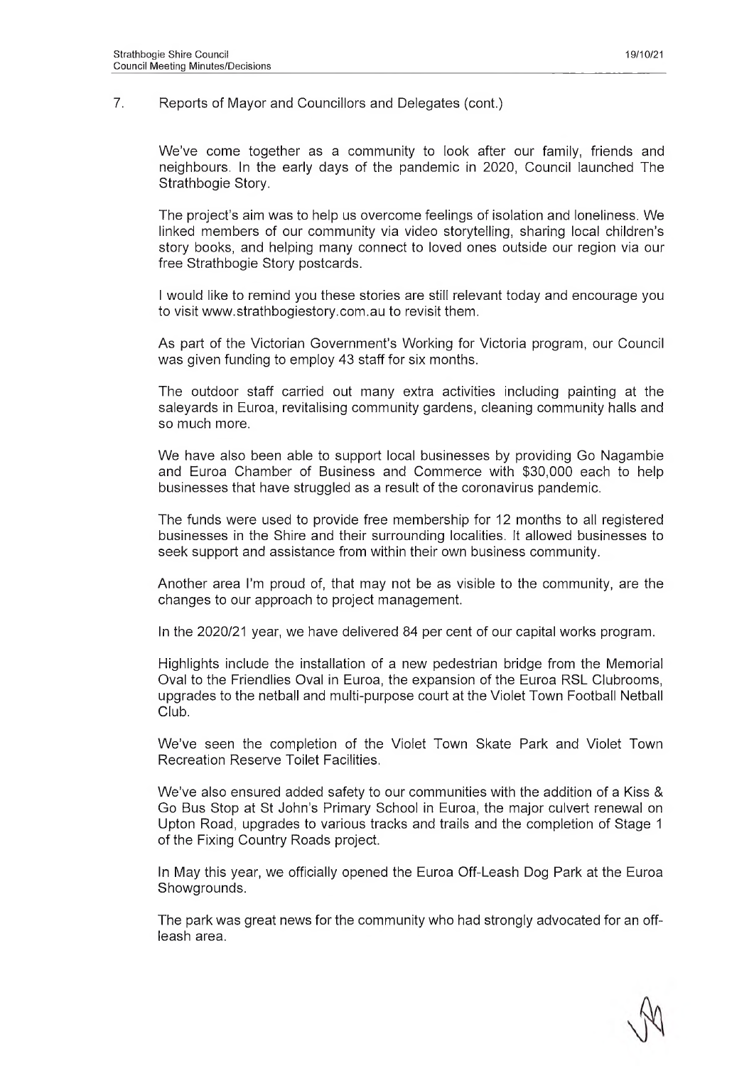7. Reports of Mayor and Councillors and Delegates (cont.)

We've come together as a community to look after our family, friends and neighbours. In the early days of the pandemic in 2020, Council launched The Strathbogie Story.

The project's aim was to help us overcome feelings of isolation and loneliness. We linked members of our community via video storytelling, sharing local children's story books, and helping many connect to loved ones outside our region via our free Strathbogie Story postcards.

I would like to remind you these stories are still relevant today and encourage you to visit www.strathbogiestory.com.au to revisit them.

As part of the Victorian Government's Working for Victoria program, our Council was given funding to employ 43 staff for six months.

The outdoor staff carried out many extra activities including painting at the saleyards in Euroa, revitalising community gardens, cleaning community halls and so much more.

We have also been able to support local businesses by providing Go Nagambie and Euroa Chamber of Business and Commerce with $30,000 each to help businesses that have struggled as a result of the coronavirus pandemic.

The funds were used to provide free membership for 12 months to all registered businesses in the Shire and their surrounding localities. It allowed businesses to seek support and assistance from within their own business community.

Another area I'm proud of, that may not be as visible to the community, are the changes to our approach to project management.

In the 2020/21 year, we have delivered 84 per cent of our capital works program.

Highlights include the installation of a new pedestrian bridge from the Memorial Oval to the Friendlies Oval in Euroa, the expansion of the Euroa RSL Clubrooms, upgrades to the netball and multi-purpose court at the Violet Town Football Netball Club.

We've seen the completion of the Violet Town Skate Park and Violet Town Recreation Reserve Toilet Facilities.

We've also ensured added safety to our communities with the addition of a Kiss & Go Bus Stop at St John's Primary School in Euroa, the major culvert renewal on Upton Road, upgrades to various tracks and trails and the completion of Stage 1 of the Fixing Country Roads project.

In May this year, we officially opened the Euroa Off-Leash Dog Park at the Euroa Showgrounds.

The park was great news for the community who had strongly advocated for an off-leash area.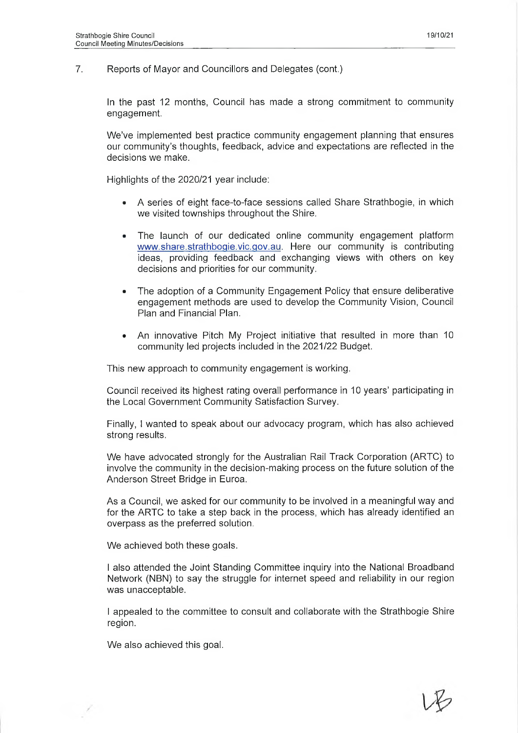7. Reports of Mayor and Councillors and Delegates (cont.)

In the past 12 months, Council has made a strong commitment to community engagement.

We've implemented best practice community engagement planning that ensures our community's thoughts, feedback, advice and expectations are reflected in the decisions we make.

Highlights of the 2020/21 year include:

- A series of eight face-to-face sessions called Share Strathbogie, in which we visited townships throughout the Shire.
- The launch of our dedicated online community engagement platform www.share.strathbogie.vic.gov.au. Here our community is contributing ideas, providing feedback and exchanging views with others on key decisions and priorities for our community.
- The adoption of a Community Engagement Policy that ensure deliberative engagement methods are used to develop the Community Vision, Council Plan and Financial Plan.
- An innovative Pitch My Project initiative that resulted in more than 10 community led projects included in the 2021/22 Budget.

This new approach to community engagement is working.

Council received its highest rating overall performance in 10 years' participating in the Local Government Community Satisfaction Survey.

Finally, I wanted to speak about our advocacy program, which has also achieved strong results.

We have advocated strongly for the Australian Rail Track Corporation (ARTC) to involve the community in the decision-making process on the future solution of the Anderson Street Bridge in Euroa.

As a Council, we asked for our community to be involved in a meaningful way and for the ARTC to take a step back in the process, which has already identified an overpass as the preferred solution.

We achieved both these goals.

I also attended the Joint Standing Committee inquiry into the National Broadband Network (NBN) to say the struggle for internet speed and reliability in our region was unacceptable.

I appealed to the committee to consult and collaborate with the Strathbogie Shire region.

We also achieved this goal.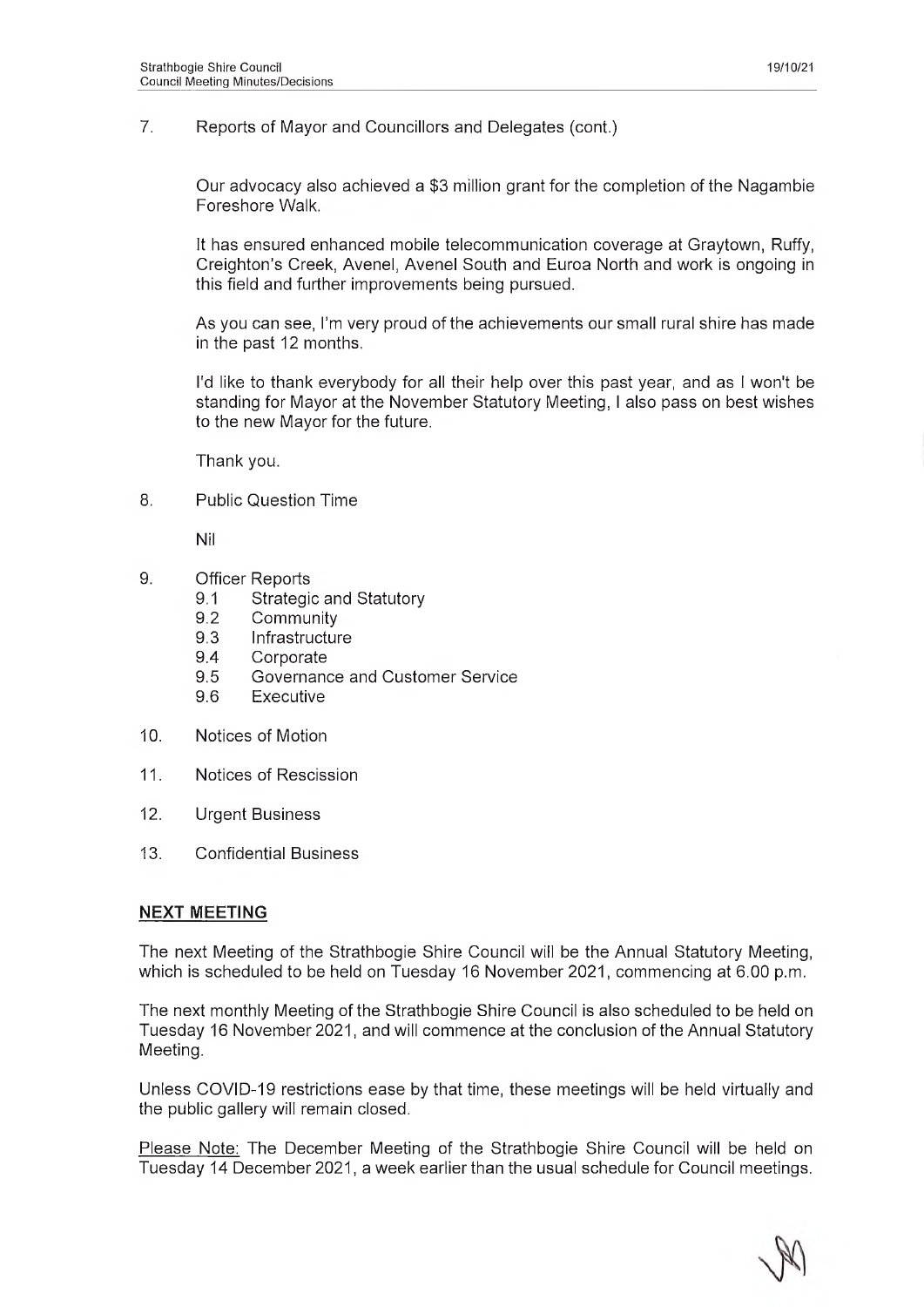7. Reports of Mayor and Councillors and Delegates (cont.)

Our advocacy also achieved a $3 million grant for the completion of the Nagambie Foreshore Walk.

It has ensured enhanced mobile telecommunication coverage at Graytown, Ruffy, Creighton's Creek, Avenel, Avenel South and Euroa North and work is ongoing in this field and further improvements being pursued.

As you can see, I'm very proud of the achievements our small rural shire has made in the past 12 months.

I'd like to thank everybody for all their help over this past year, and as I won't be standing for Mayor at the November Statutory Meeting, I also pass on best wishes to the new Mayor for the future.

Thank you.

8. Public Question Time

Nil

9. Officer Reports
   - 9.1 Strategic and Statutory
   - 9.2 Community
   - 9.3 Infrastructure
   - 9.4 Corporate
   - 9.5 Governance and Customer Service
   - 9.6 Executive

10. Notices of Motion

11. Notices of Rescission

12. Urgent Business

13. Confidential Business

## NEXT MEETING

The next Meeting of the Strathbogie Shire Council will be the Annual Statutory Meeting, which is scheduled to be held on Tuesday 16 November 2021, commencing at 6.00 p.m.

The next monthly Meeting of the Strathbogie Shire Council is also scheduled to be held on Tuesday 16 November 2021, and will commence at the conclusion of the Annual Statutory Meeting.

Unless COVID-19 restrictions ease by that time, these meetings will be held virtually and the public gallery will remain closed.

Please Note: The December Meeting of the Strathbogie Shire Council will be held on Tuesday 14 December 2021, a week earlier than the usual schedule for Council meetings.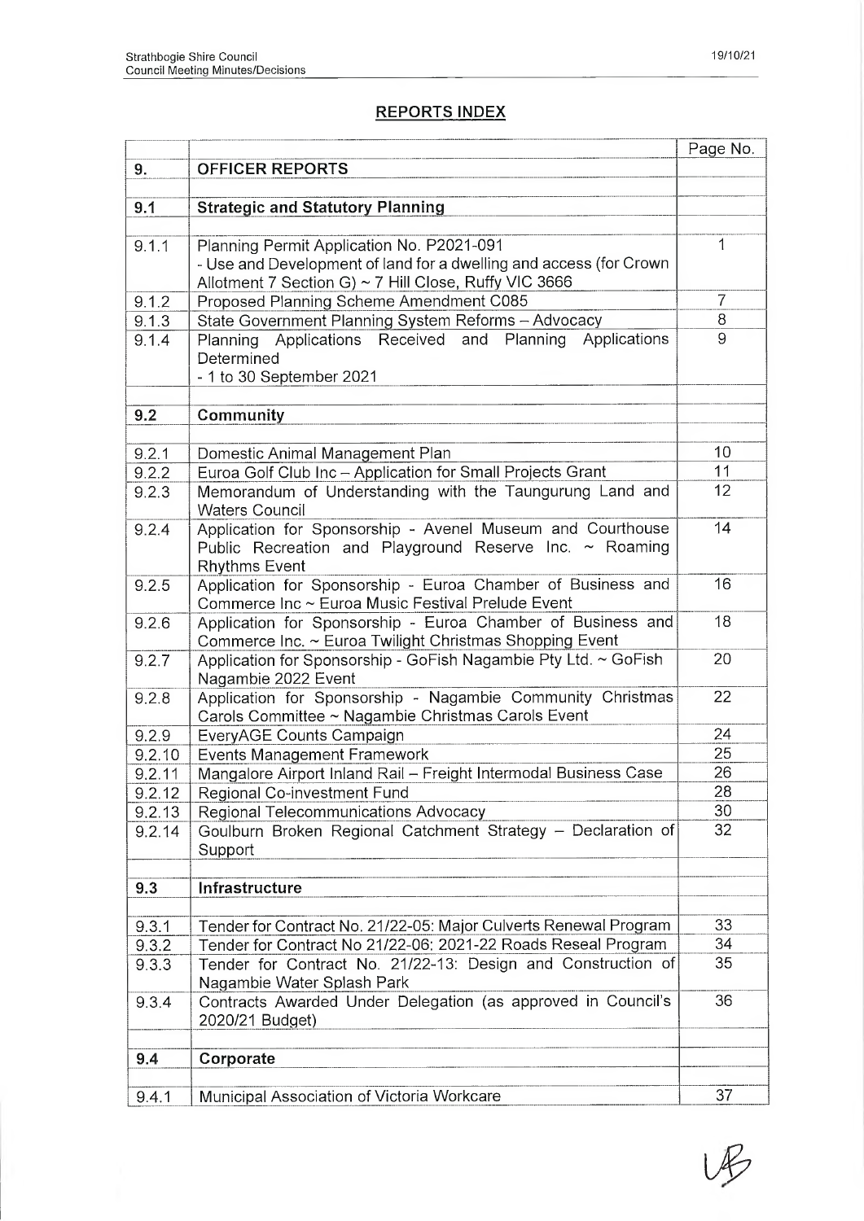## REPORTS INDEX

| | | Page No. |
|---|---|---|
| **9.** | **OFFICER REPORTS** | |
| | | |
| **9.1** | **Strategic and Statutory Planning** | |
| | | |
| 9.1.1 | Planning Permit Application No. P2021-091<br>- Use and Development of land for a dwelling and access (for Crown Allotment 7 Section G) ~ 7 Hill Close, Ruffy VIC 3666 | 1 |
| 9.1.2 | Proposed Planning Scheme Amendment C085 | 7 |
| 9.1.3 | State Government Planning System Reforms – Advocacy | 8 |
| 9.1.4 | Planning Applications Received and Planning Applications Determined<br>- 1 to 30 September 2021 | 9 |
| | | |
| **9.2** | **Community** | |
| | | |
| 9.2.1 | Domestic Animal Management Plan | 10 |
| 9.2.2 | Euroa Golf Club Inc – Application for Small Projects Grant | 11 |
| 9.2.3 | Memorandum of Understanding with the Taungurung Land and Waters Council | 12 |
| 9.2.4 | Application for Sponsorship - Avenel Museum and Courthouse Public Recreation and Playground Reserve Inc. ~ Roaming Rhythms Event | 14 |
| 9.2.5 | Application for Sponsorship - Euroa Chamber of Business and Commerce Inc ~ Euroa Music Festival Prelude Event | 16 |
| 9.2.6 | Application for Sponsorship - Euroa Chamber of Business and Commerce Inc. ~ Euroa Twilight Christmas Shopping Event | 18 |
| 9.2.7 | Application for Sponsorship - GoFish Nagambie Pty Ltd. ~ GoFish Nagambie 2022 Event | 20 |
| 9.2.8 | Application for Sponsorship - Nagambie Community Christmas Carols Committee ~ Nagambie Christmas Carols Event | 22 |
| 9.2.9 | EveryAGE Counts Campaign | 24 |
| 9.2.10 | Events Management Framework | 25 |
| 9.2.11 | Mangalore Airport Inland Rail – Freight Intermodal Business Case | 26 |
| 9.2.12 | Regional Co-investment Fund | 28 |
| 9.2.13 | Regional Telecommunications Advocacy | 30 |
| 9.2.14 | Goulburn Broken Regional Catchment Strategy – Declaration of Support | 32 |
| | | |
| **9.3** | **Infrastructure** | |
| | | |
| 9.3.1 | Tender for Contract No. 21/22-05: Major Culverts Renewal Program | 33 |
| 9.3.2 | Tender for Contract No 21/22-06: 2021-22 Roads Reseal Program | 34 |
| 9.3.3 | Tender for Contract No. 21/22-13: Design and Construction of Nagambie Water Splash Park | 35 |
| 9.3.4 | Contracts Awarded Under Delegation (as approved in Council's 2020/21 Budget) | 36 |
| | | |
| **9.4** | **Corporate** | |
| | | |
| 9.4.1 | Municipal Association of Victoria Workcare | 37 |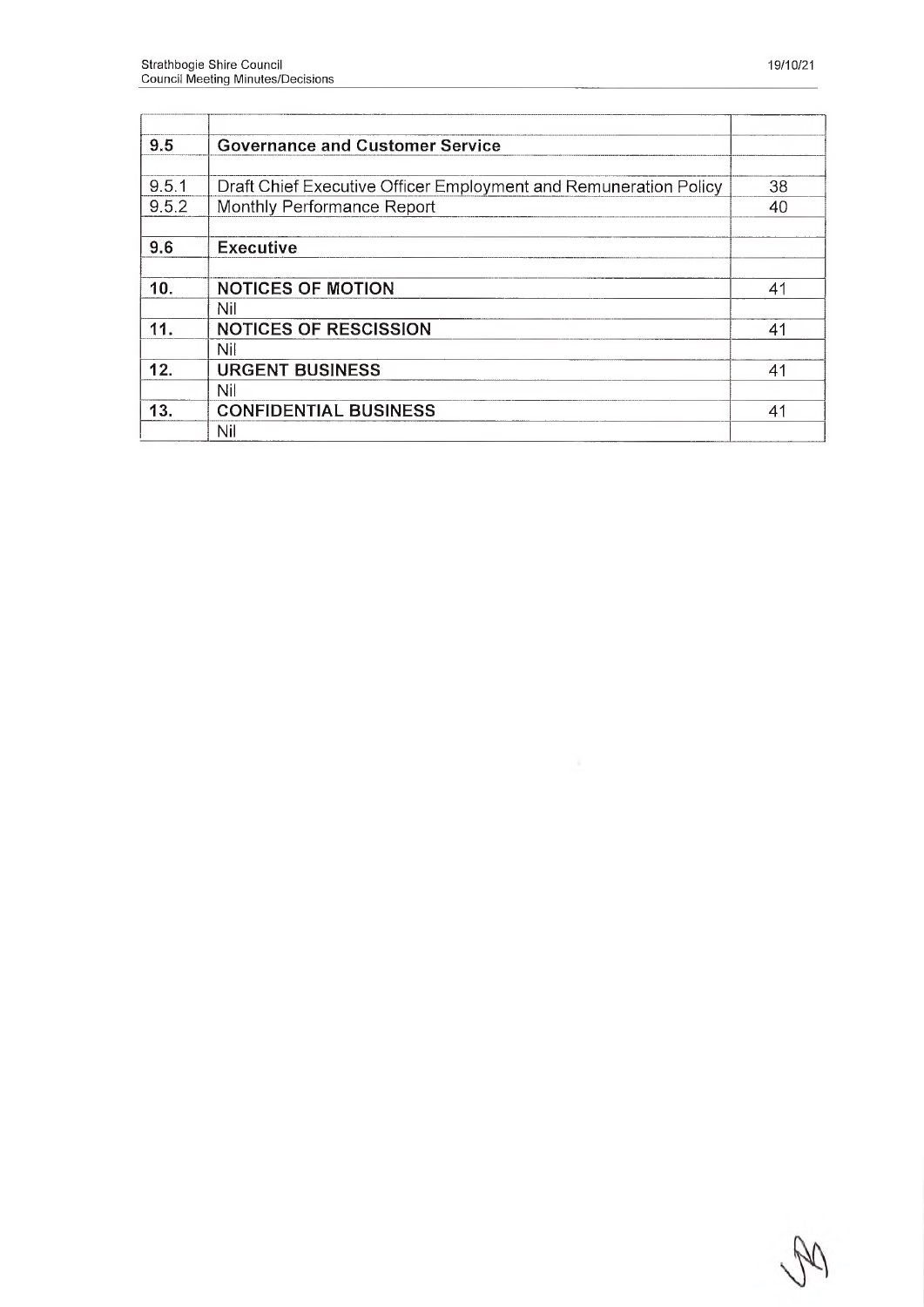| | | |
|---|---|---|
| **9.5** | **Governance and Customer Service** | |
| | | |
| 9.5.1 | Draft Chief Executive Officer Employment and Remuneration Policy | 38 |
| 9.5.2 | Monthly Performance Report | 40 |
| | | |
| **9.6** | **Executive** | |
| | | |
| **10.** | **NOTICES OF MOTION** | 41 |
| | Nil | |
| **11.** | **NOTICES OF RESCISSION** | 41 |
| | Nil | |
| **12.** | **URGENT BUSINESS** | 41 |
| | Nil | |
| **13.** | **CONFIDENTIAL BUSINESS** | 41 |
| | Nil | |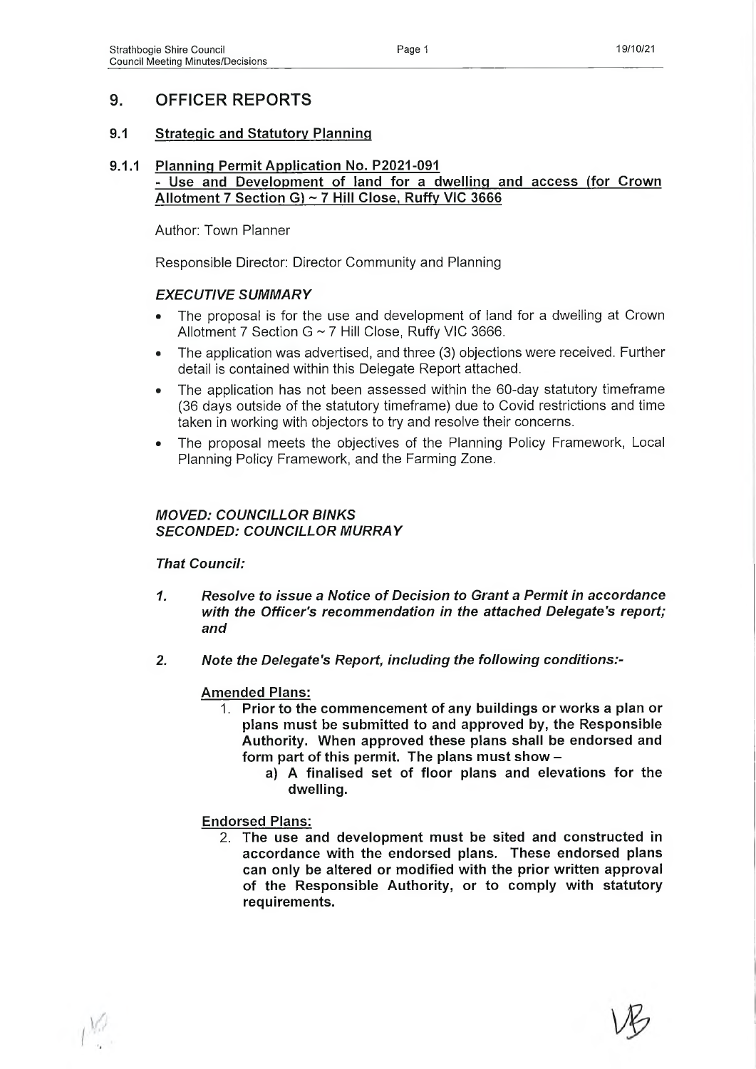## 9. OFFICER REPORTS

### 9.1 Strategic and Statutory Planning

### 9.1.1 Planning Permit Application No. P2021-091 - Use and Development of land for a dwelling and access (for Crown Allotment 7 Section G) ~ 7 Hill Close, Ruffy VIC 3666

Author: Town Planner

Responsible Director: Director Community and Planning

#### *EXECUTIVE SUMMARY*

- The proposal is for the use and development of land for a dwelling at Crown Allotment 7 Section G ~ 7 Hill Close, Ruffy VIC 3666.
- The application was advertised, and three (3) objections were received. Further detail is contained within this Delegate Report attached.
- The application has not been assessed within the 60-day statutory timeframe (36 days outside of the statutory timeframe) due to Covid restrictions and time taken in working with objectors to try and resolve their concerns.
- The proposal meets the objectives of the Planning Policy Framework, Local Planning Policy Framework, and the Farming Zone.

***MOVED: COUNCILLOR BINKS***
***SECONDED: COUNCILLOR MURRAY***

***That Council:***

1. ***Resolve to issue a Notice of Decision to Grant a Permit in accordance with the Officer's recommendation in the attached Delegate's report; and***

2. ***Note the Delegate's Report, including the following conditions:-***

**Amended Plans:**

1. **Prior to the commencement of any buildings or works a plan or plans must be submitted to and approved by, the Responsible Authority. When approved these plans shall be endorsed and form part of this permit. The plans must show –**
   a) **A finalised set of floor plans and elevations for the dwelling.**

**Endorsed Plans:**

2. **The use and development must be sited and constructed in accordance with the endorsed plans. These endorsed plans can only be altered or modified with the prior written approval of the Responsible Authority, or to comply with statutory requirements.**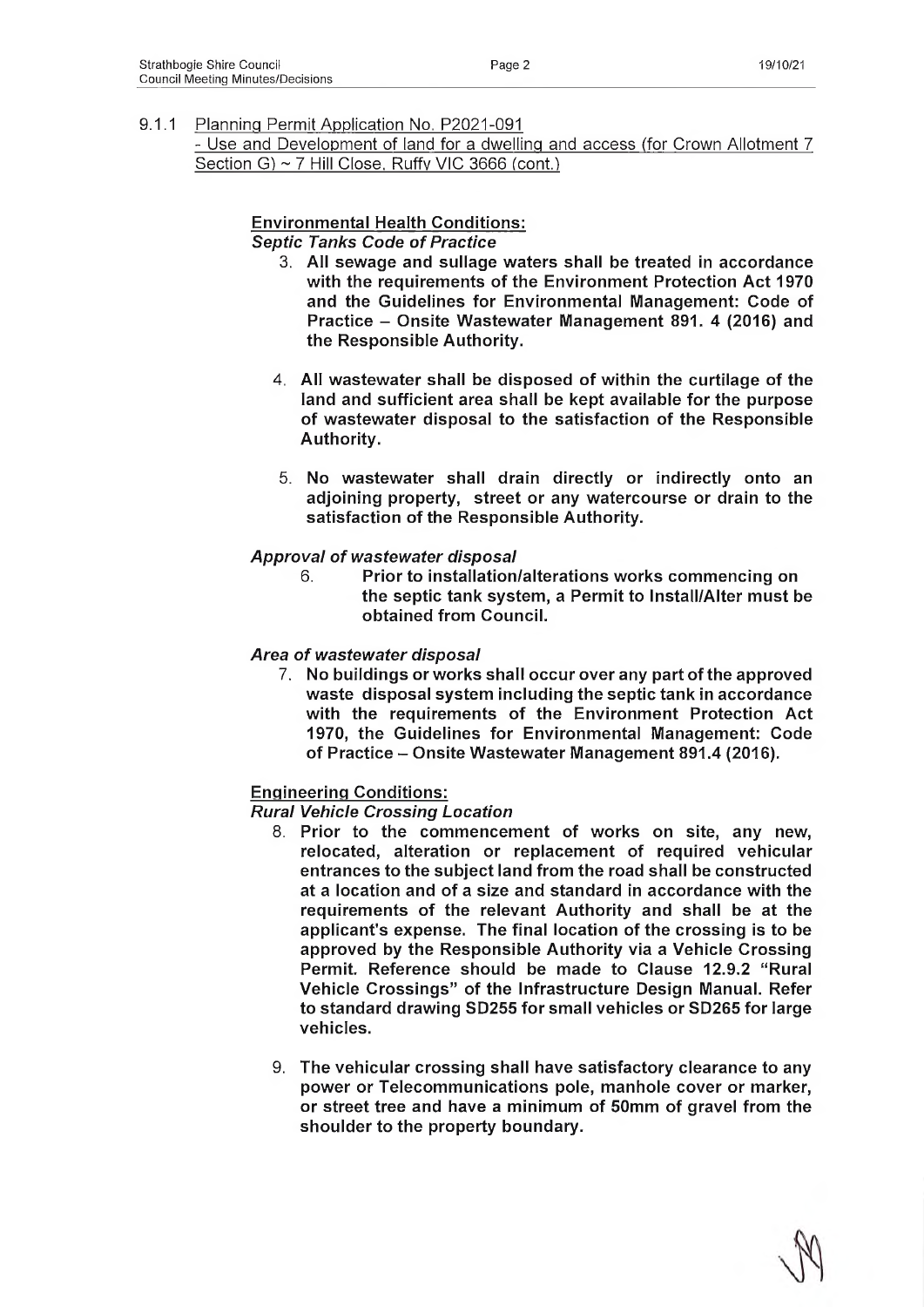9.1.1 Planning Permit Application No. P2021-091
- Use and Development of land for a dwelling and access (for Crown Allotment 7 Section G) ~ 7 Hill Close, Ruffy VIC 3666 (cont.)

**Environmental Health Conditions:**

***Septic Tanks Code of Practice***

3. **All sewage and sullage waters shall be treated in accordance with the requirements of the Environment Protection Act 1970 and the Guidelines for Environmental Management: Code of Practice – Onsite Wastewater Management 891. 4 (2016) and the Responsible Authority.**

4. **All wastewater shall be disposed of within the curtilage of the land and sufficient area shall be kept available for the purpose of wastewater disposal to the satisfaction of the Responsible Authority.**

5. **No wastewater shall drain directly or indirectly onto an adjoining property, street or any watercourse or drain to the satisfaction of the Responsible Authority.**

***Approval of wastewater disposal***

6. **Prior to installation/alterations works commencing on the septic tank system, a Permit to Install/Alter must be obtained from Council.**

***Area of wastewater disposal***

7. **No buildings or works shall occur over any part of the approved waste disposal system including the septic tank in accordance with the requirements of the Environment Protection Act 1970, the Guidelines for Environmental Management: Code of Practice – Onsite Wastewater Management 891.4 (2016).**

**Engineering Conditions:**

***Rural Vehicle Crossing Location***

8. **Prior to the commencement of works on site, any new, relocated, alteration or replacement of required vehicular entrances to the subject land from the road shall be constructed at a location and of a size and standard in accordance with the requirements of the relevant Authority and shall be at the applicant's expense. The final location of the crossing is to be approved by the Responsible Authority via a Vehicle Crossing Permit. Reference should be made to Clause 12.9.2 "Rural Vehicle Crossings" of the Infrastructure Design Manual. Refer to standard drawing SD255 for small vehicles or SD265 for large vehicles.**

9. **The vehicular crossing shall have satisfactory clearance to any power or Telecommunications pole, manhole cover or marker, or street tree and have a minimum of 50mm of gravel from the shoulder to the property boundary.**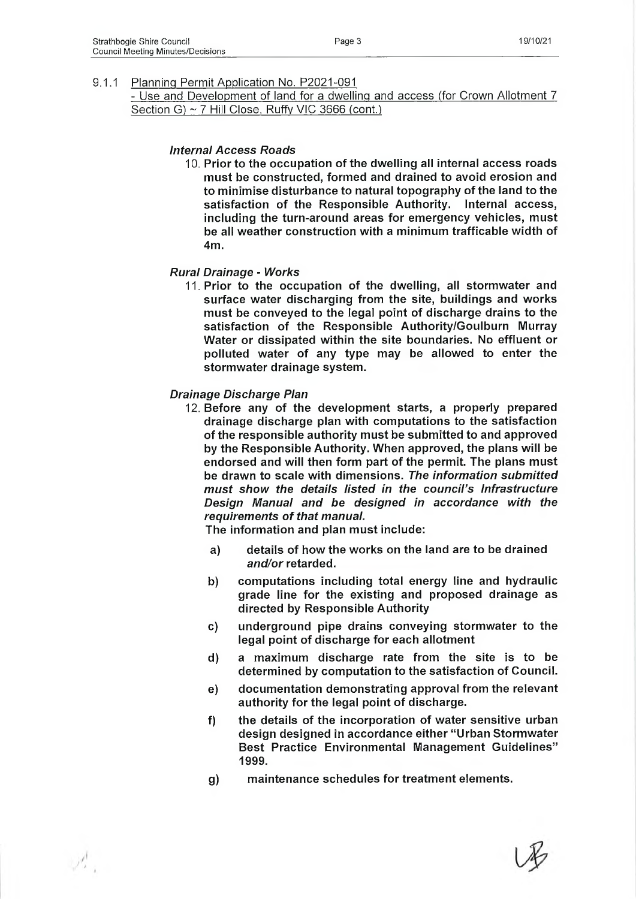9.1.1 Planning Permit Application No. P2021-091
- Use and Development of land for a dwelling and access (for Crown Allotment 7 Section G) ~ 7 Hill Close, Ruffy VIC 3666 (cont.)

***Internal Access Roads***

10. **Prior to the occupation of the dwelling all internal access roads must be constructed, formed and drained to avoid erosion and to minimise disturbance to natural topography of the land to the satisfaction of the Responsible Authority. Internal access, including the turn-around areas for emergency vehicles, must be all weather construction with a minimum trafficable width of 4m.**

***Rural Drainage - Works***

11. **Prior to the occupation of the dwelling, all stormwater and surface water discharging from the site, buildings and works must be conveyed to the legal point of discharge drains to the satisfaction of the Responsible Authority/Goulburn Murray Water or dissipated within the site boundaries. No effluent or polluted water of any type may be allowed to enter the stormwater drainage system.**

***Drainage Discharge Plan***

12. **Before any of the development starts, a properly prepared drainage discharge plan with computations to the satisfaction of the responsible authority must be submitted to and approved by the Responsible Authority. When approved, the plans will be endorsed and will then form part of the permit. The plans must be drawn to scale with dimensions. *The information submitted must show the details listed in the council's Infrastructure Design Manual and be designed in accordance with the requirements of that manual.***

    **The information and plan must include:**

    a) **details of how the works on the land are to be drained *and/or* retarded.**

    b) **computations including total energy line and hydraulic grade line for the existing and proposed drainage as directed by Responsible Authority**

    c) **underground pipe drains conveying stormwater to the legal point of discharge for each allotment**

    d) **a maximum discharge rate from the site is to be determined by computation to the satisfaction of Council.**

    e) **documentation demonstrating approval from the relevant authority for the legal point of discharge.**

    f) **the details of the incorporation of water sensitive urban design designed in accordance either "Urban Stormwater Best Practice Environmental Management Guidelines" 1999.**

    g) **maintenance schedules for treatment elements.**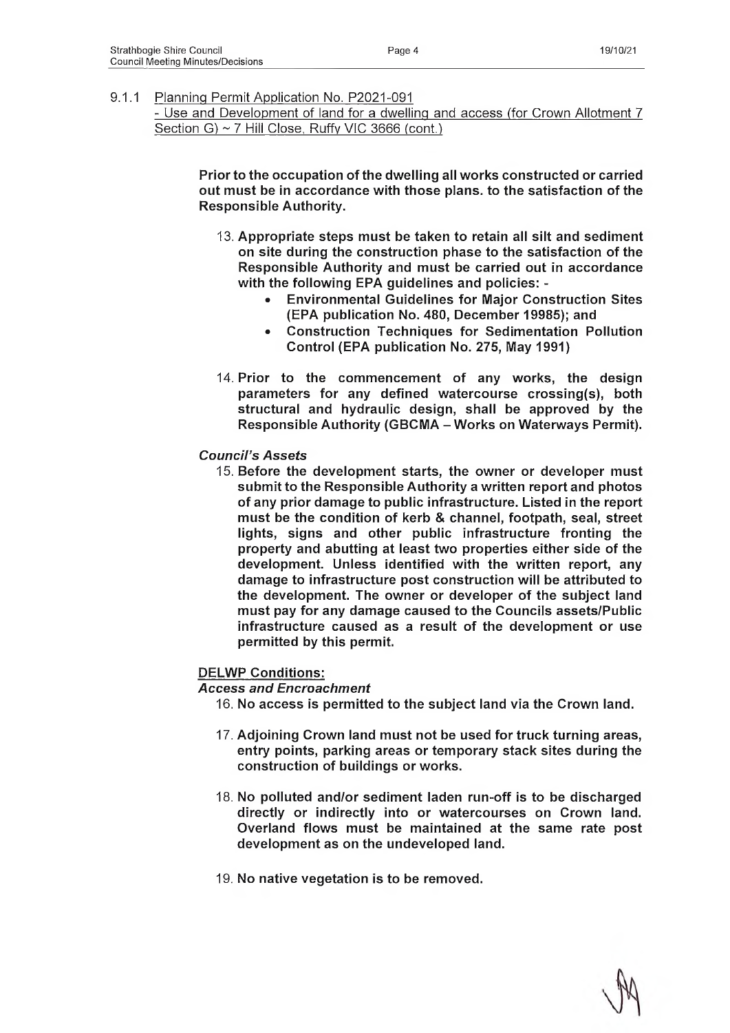### 9.1.1 Planning Permit Application No. P2021-091
- Use and Development of land for a dwelling and access (for Crown Allotment 7 Section G) ~ 7 Hill Close, Ruffy VIC 3666 (cont.)

**Prior to the occupation of the dwelling all works constructed or carried out must be in accordance with those plans. to the satisfaction of the Responsible Authority.**

13. **Appropriate steps must be taken to retain all silt and sediment on site during the construction phase to the satisfaction of the Responsible Authority and must be carried out in accordance with the following EPA guidelines and policies: -**
    - **Environmental Guidelines for Major Construction Sites (EPA publication No. 480, December 19985); and**
    - **Construction Techniques for Sedimentation Pollution Control (EPA publication No. 275, May 1991)**

14. **Prior to the commencement of any works, the design parameters for any defined watercourse crossing(s), both structural and hydraulic design, shall be approved by the Responsible Authority (GBCMA – Works on Waterways Permit).**

***Council's Assets***

15. **Before the development starts, the owner or developer must submit to the Responsible Authority a written report and photos of any prior damage to public infrastructure. Listed in the report must be the condition of kerb & channel, footpath, seal, street lights, signs and other public infrastructure fronting the property and abutting at least two properties either side of the development. Unless identified with the written report, any damage to infrastructure post construction will be attributed to the development. The owner or developer of the subject land must pay for any damage caused to the Councils assets/Public infrastructure caused as a result of the development or use permitted by this permit.**

**DELWP Conditions:**

***Access and Encroachment***

16. **No access is permitted to the subject land via the Crown land.**

17. **Adjoining Crown land must not be used for truck turning areas, entry points, parking areas or temporary stack sites during the construction of buildings or works.**

18. **No polluted and/or sediment laden run-off is to be discharged directly or indirectly into or watercourses on Crown land. Overland flows must be maintained at the same rate post development as on the undeveloped land.**

19. **No native vegetation is to be removed.**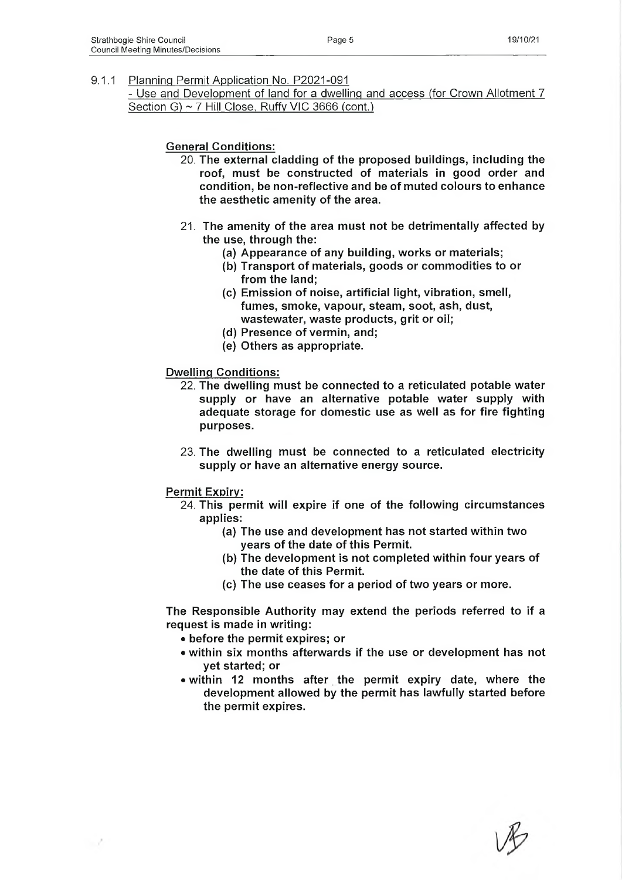9.1.1 Planning Permit Application No. P2021-091
- Use and Development of land for a dwelling and access (for Crown Allotment 7 Section G) ~ 7 Hill Close, Ruffy VIC 3666 (cont.)

**General Conditions:**

20. **The external cladding of the proposed buildings, including the roof, must be constructed of materials in good order and condition, be non-reflective and be of muted colours to enhance the aesthetic amenity of the area.**

21. **The amenity of the area must not be detrimentally affected by the use, through the:**
    (a) **Appearance of any building, works or materials;**
    (b) **Transport of materials, goods or commodities to or from the land;**
    (c) **Emission of noise, artificial light, vibration, smell, fumes, smoke, vapour, steam, soot, ash, dust, wastewater, waste products, grit or oil;**
    (d) **Presence of vermin, and;**
    (e) **Others as appropriate.**

**Dwelling Conditions:**

22. **The dwelling must be connected to a reticulated potable water supply or have an alternative potable water supply with adequate storage for domestic use as well as for fire fighting purposes.**

23. **The dwelling must be connected to a reticulated electricity supply or have an alternative energy source.**

**Permit Expiry:**

24. **This permit will expire if one of the following circumstances applies:**
    (a) **The use and development has not started within two years of the date of this Permit.**
    (b) **The development is not completed within four years of the date of this Permit.**
    (c) **The use ceases for a period of two years or more.**

**The Responsible Authority may extend the periods referred to if a request is made in writing:**

- **before the permit expires; or**
- **within six months afterwards if the use or development has not yet started; or**
- **within 12 months after the permit expiry date, where the development allowed by the permit has lawfully started before the permit expires.**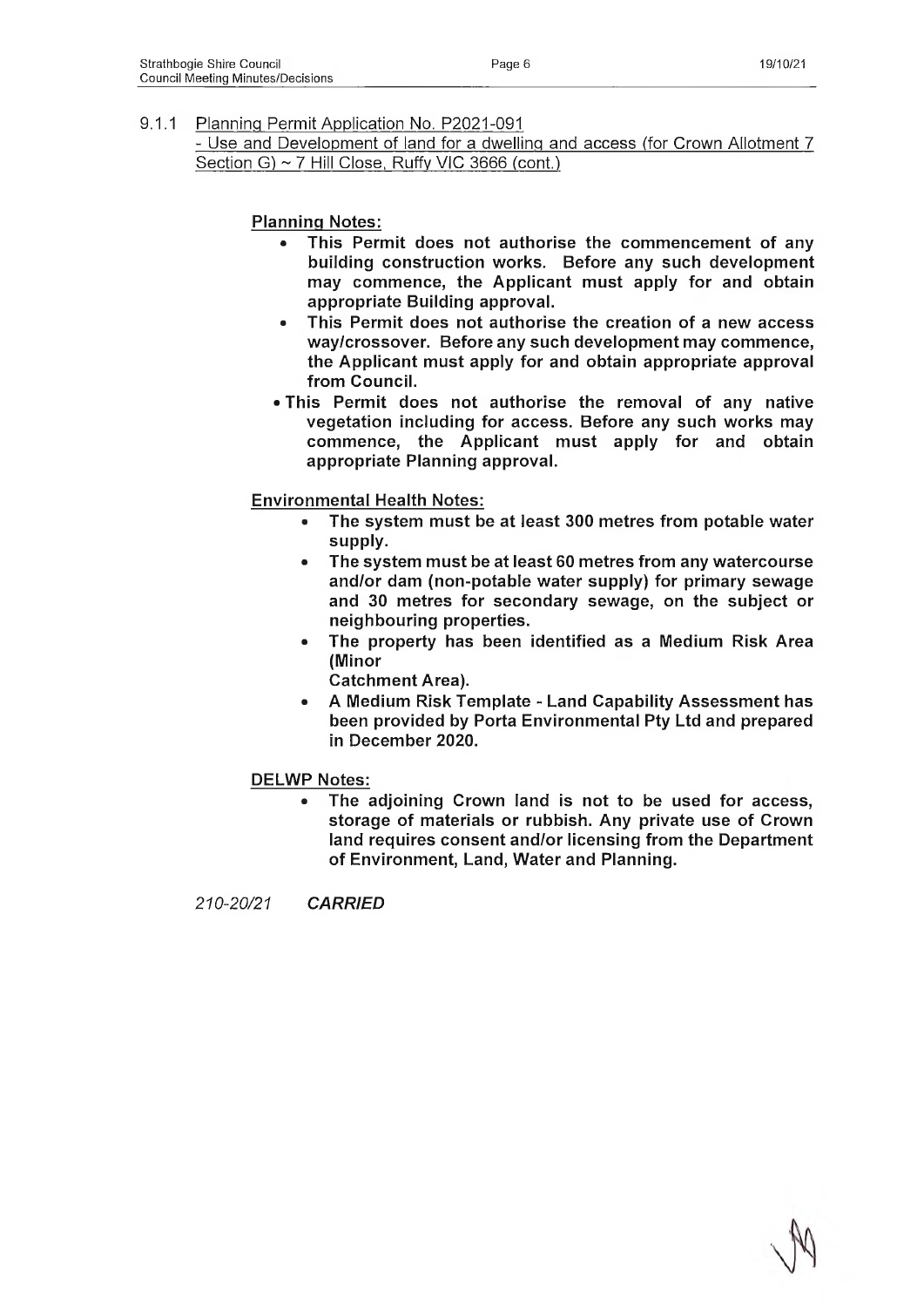9.1.1 Planning Permit Application No. P2021-091
- Use and Development of land for a dwelling and access (for Crown Allotment 7 Section G) ~ 7 Hill Close, Ruffy VIC 3666 (cont.)

**Planning Notes:**

- **This Permit does not authorise the commencement of any building construction works. Before any such development may commence, the Applicant must apply for and obtain appropriate Building approval.**
- **This Permit does not authorise the creation of a new access way/crossover. Before any such development may commence, the Applicant must apply for and obtain appropriate approval from Council.**
- **This Permit does not authorise the removal of any native vegetation including for access. Before any such works may commence, the Applicant must apply for and obtain appropriate Planning approval.**

**Environmental Health Notes:**

- **The system must be at least 300 metres from potable water supply.**
- **The system must be at least 60 metres from any watercourse and/or dam (non-potable water supply) for primary sewage and 30 metres for secondary sewage, on the subject or neighbouring properties.**
- **The property has been identified as a Medium Risk Area (Minor Catchment Area).**
- **A Medium Risk Template - Land Capability Assessment has been provided by Porta Environmental Pty Ltd and prepared in December 2020.**

**DELWP Notes:**

- **The adjoining Crown land is not to be used for access, storage of materials or rubbish. Any private use of Crown land requires consent and/or licensing from the Department of Environment, Land, Water and Planning.**

*210-20/21* ***CARRIED***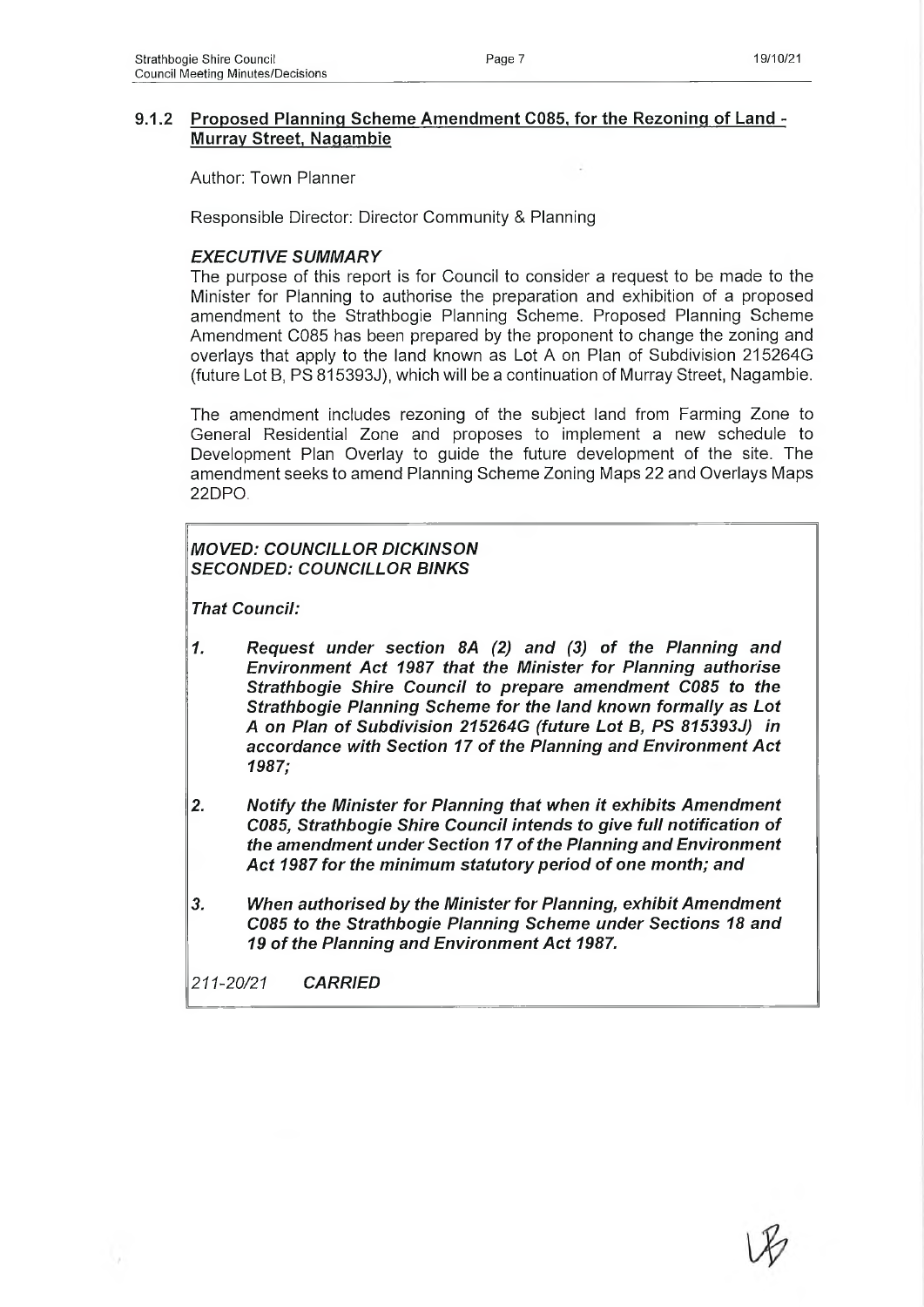### 9.1.2 Proposed Planning Scheme Amendment C085, for the Rezoning of Land - Murray Street, Nagambie

Author: Town Planner

Responsible Director: Director Community & Planning

***EXECUTIVE SUMMARY***

The purpose of this report is for Council to consider a request to be made to the Minister for Planning to authorise the preparation and exhibition of a proposed amendment to the Strathbogie Planning Scheme. Proposed Planning Scheme Amendment C085 has been prepared by the proponent to change the zoning and overlays that apply to the land known as Lot A on Plan of Subdivision 215264G (future Lot B, PS 815393J), which will be a continuation of Murray Street, Nagambie.

The amendment includes rezoning of the subject land from Farming Zone to General Residential Zone and proposes to implement a new schedule to Development Plan Overlay to guide the future development of the site. The amendment seeks to amend Planning Scheme Zoning Maps 22 and Overlays Maps 22DPO.

***MOVED: COUNCILLOR DICKINSON***
***SECONDED: COUNCILLOR BINKS***

***That Council:***

1. ***Request under section 8A (2) and (3) of the Planning and Environment Act 1987 that the Minister for Planning authorise Strathbogie Shire Council to prepare amendment C085 to the Strathbogie Planning Scheme for the land known formally as Lot A on Plan of Subdivision 215264G (future Lot B, PS 815393J) in accordance with Section 17 of the Planning and Environment Act 1987;***

2. ***Notify the Minister for Planning that when it exhibits Amendment C085, Strathbogie Shire Council intends to give full notification of the amendment under Section 17 of the Planning and Environment Act 1987 for the minimum statutory period of one month; and***

3. ***When authorised by the Minister for Planning, exhibit Amendment C085 to the Strathbogie Planning Scheme under Sections 18 and 19 of the Planning and Environment Act 1987.***

*211-20/21* ***CARRIED***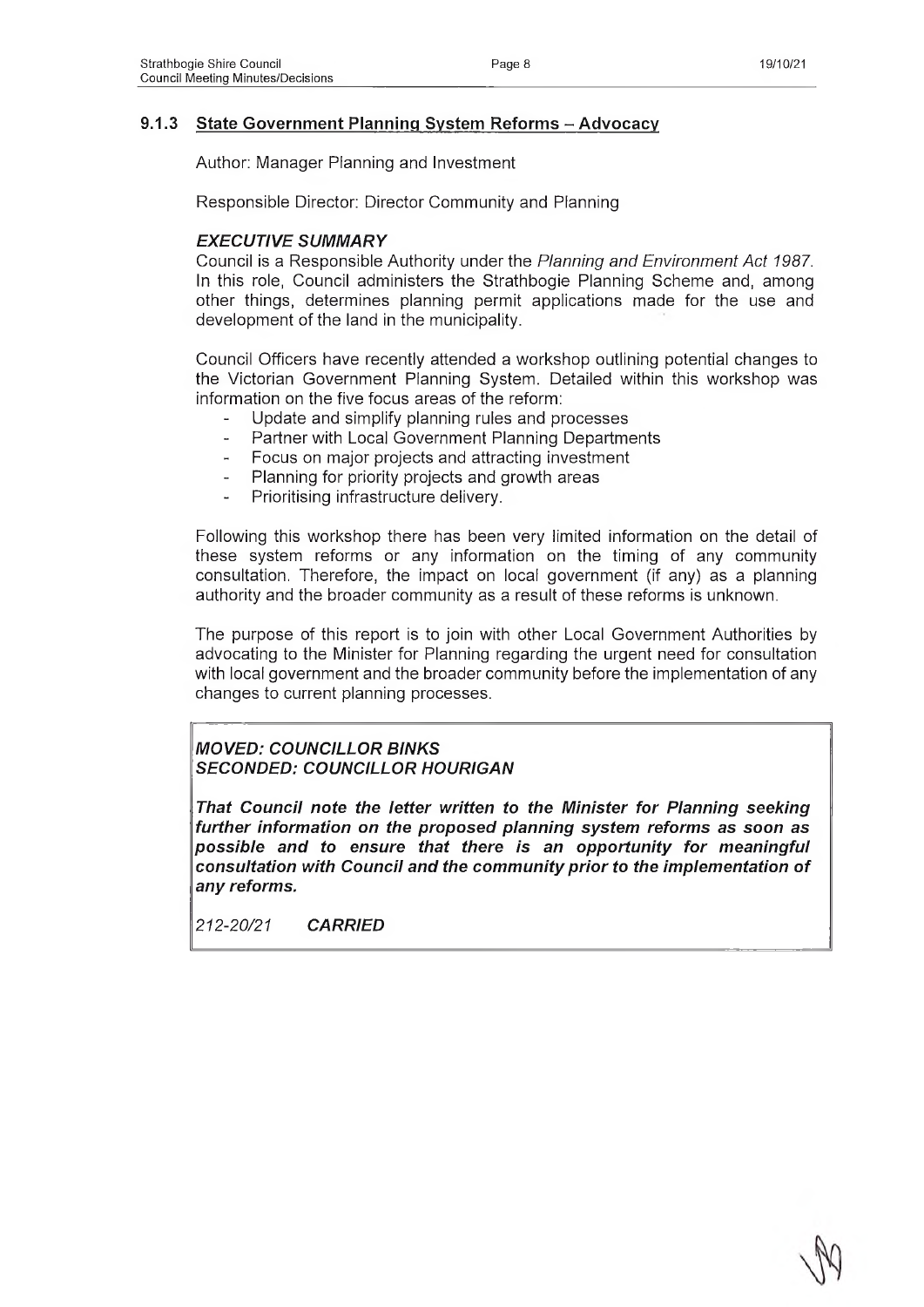### 9.1.3 State Government Planning System Reforms – Advocacy

Author: Manager Planning and Investment

Responsible Director: Director Community and Planning

#### *EXECUTIVE SUMMARY*

Council is a Responsible Authority under the *Planning and Environment Act 1987*. In this role, Council administers the Strathbogie Planning Scheme and, among other things, determines planning permit applications made for the use and development of the land in the municipality.

Council Officers have recently attended a workshop outlining potential changes to the Victorian Government Planning System. Detailed within this workshop was information on the five focus areas of the reform:

- Update and simplify planning rules and processes
- Partner with Local Government Planning Departments
- Focus on major projects and attracting investment
- Planning for priority projects and growth areas
- Prioritising infrastructure delivery.

Following this workshop there has been very limited information on the detail of these system reforms or any information on the timing of any community consultation. Therefore, the impact on local government (if any) as a planning authority and the broader community as a result of these reforms is unknown.

The purpose of this report is to join with other Local Government Authorities by advocating to the Minister for Planning regarding the urgent need for consultation with local government and the broader community before the implementation of any changes to current planning processes.

***MOVED: COUNCILLOR BINKS***
***SECONDED: COUNCILLOR HOURIGAN***

***That Council note the letter written to the Minister for Planning seeking further information on the proposed planning system reforms as soon as possible and to ensure that there is an opportunity for meaningful consultation with Council and the community prior to the implementation of any reforms.***

*212-20/21* ***CARRIED***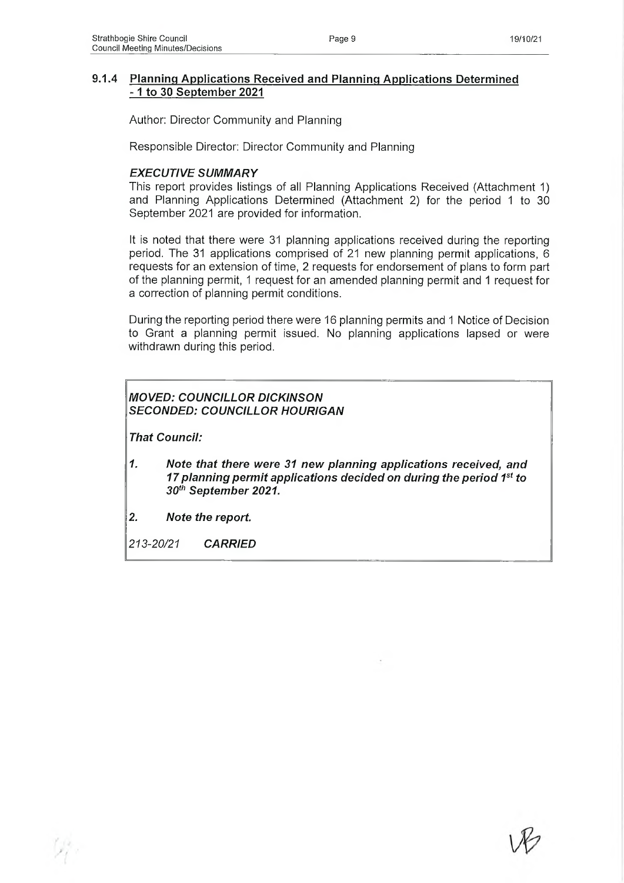### 9.1.4 Planning Applications Received and Planning Applications Determined - 1 to 30 September 2021

Author: Director Community and Planning

Responsible Director: Director Community and Planning

***EXECUTIVE SUMMARY***

This report provides listings of all Planning Applications Received (Attachment 1) and Planning Applications Determined (Attachment 2) for the period 1 to 30 September 2021 are provided for information.

It is noted that there were 31 planning applications received during the reporting period. The 31 applications comprised of 21 new planning permit applications, 6 requests for an extension of time, 2 requests for endorsement of plans to form part of the planning permit, 1 request for an amended planning permit and 1 request for a correction of planning permit conditions.

During the reporting period there were 16 planning permits and 1 Notice of Decision to Grant a planning permit issued. No planning applications lapsed or were withdrawn during this period.

***MOVED: COUNCILLOR DICKINSON***
***SECONDED: COUNCILLOR HOURIGAN***

***That Council:***

1. ***Note that there were 31 new planning applications received, and 17 planning permit applications decided on during the period 1st to 30th September 2021.***
2. ***Note the report.***

*213-20/21* ***CARRIED***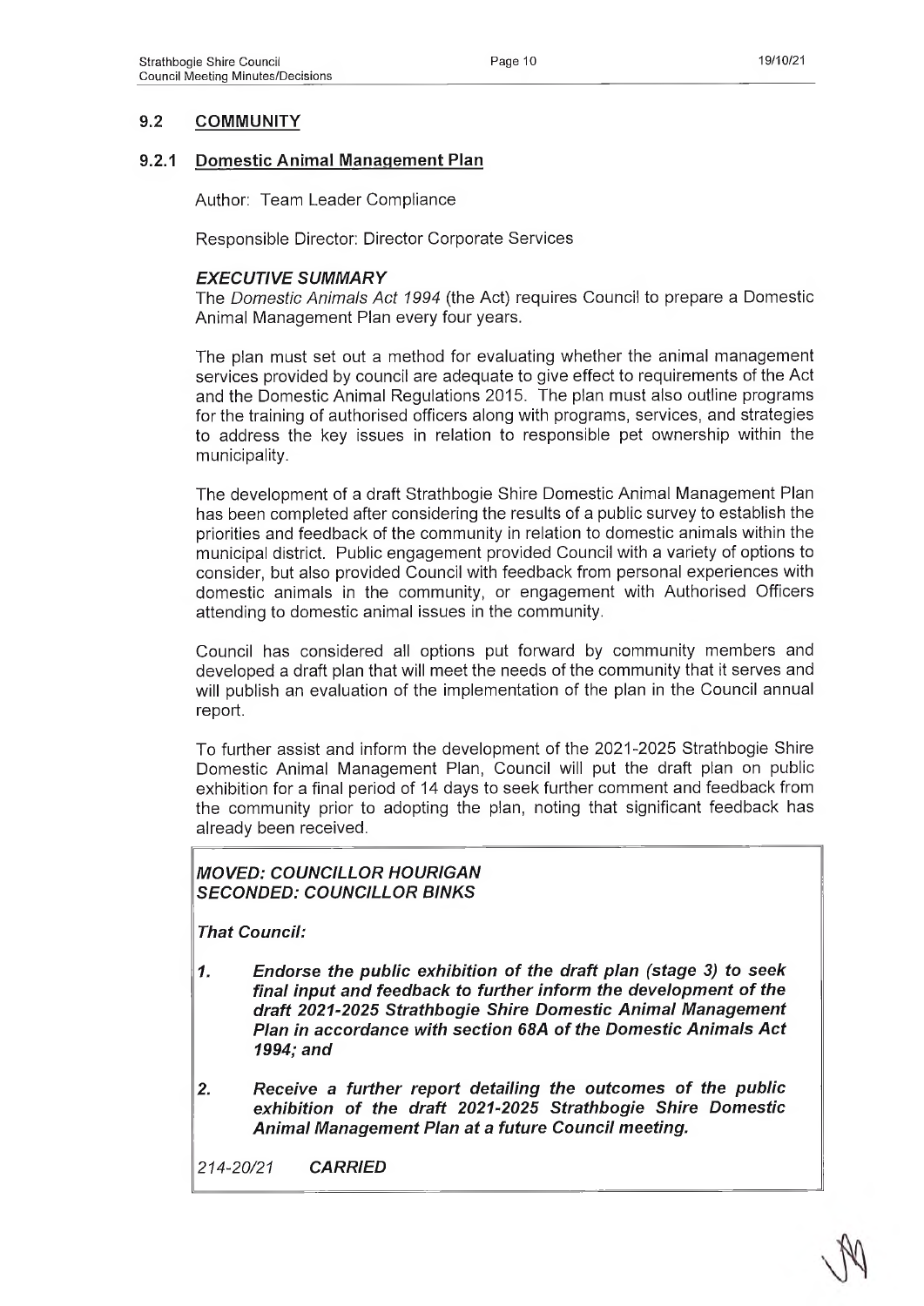## 9.2 COMMUNITY

### 9.2.1 Domestic Animal Management Plan

Author: Team Leader Compliance

Responsible Director: Director Corporate Services

#### *EXECUTIVE SUMMARY*

The *Domestic Animals Act 1994* (the Act) requires Council to prepare a Domestic Animal Management Plan every four years.

The plan must set out a method for evaluating whether the animal management services provided by council are adequate to give effect to requirements of the Act and the Domestic Animal Regulations 2015. The plan must also outline programs for the training of authorised officers along with programs, services, and strategies to address the key issues in relation to responsible pet ownership within the municipality.

The development of a draft Strathbogie Shire Domestic Animal Management Plan has been completed after considering the results of a public survey to establish the priorities and feedback of the community in relation to domestic animals within the municipal district. Public engagement provided Council with a variety of options to consider, but also provided Council with feedback from personal experiences with domestic animals in the community, or engagement with Authorised Officers attending to domestic animal issues in the community.

Council has considered all options put forward by community members and developed a draft plan that will meet the needs of the community that it serves and will publish an evaluation of the implementation of the plan in the Council annual report.

To further assist and inform the development of the 2021-2025 Strathbogie Shire Domestic Animal Management Plan, Council will put the draft plan on public exhibition for a final period of 14 days to seek further comment and feedback from the community prior to adopting the plan, noting that significant feedback has already been received.

***MOVED: COUNCILLOR HOURIGAN***
***SECONDED: COUNCILLOR BINKS***

***That Council:***

1. ***Endorse the public exhibition of the draft plan (stage 3) to seek final input and feedback to further inform the development of the draft 2021-2025 Strathbogie Shire Domestic Animal Management Plan in accordance with section 68A of the Domestic Animals Act 1994; and***

2. ***Receive a further report detailing the outcomes of the public exhibition of the draft 2021-2025 Strathbogie Shire Domestic Animal Management Plan at a future Council meeting.***

*214-20/21* ***CARRIED***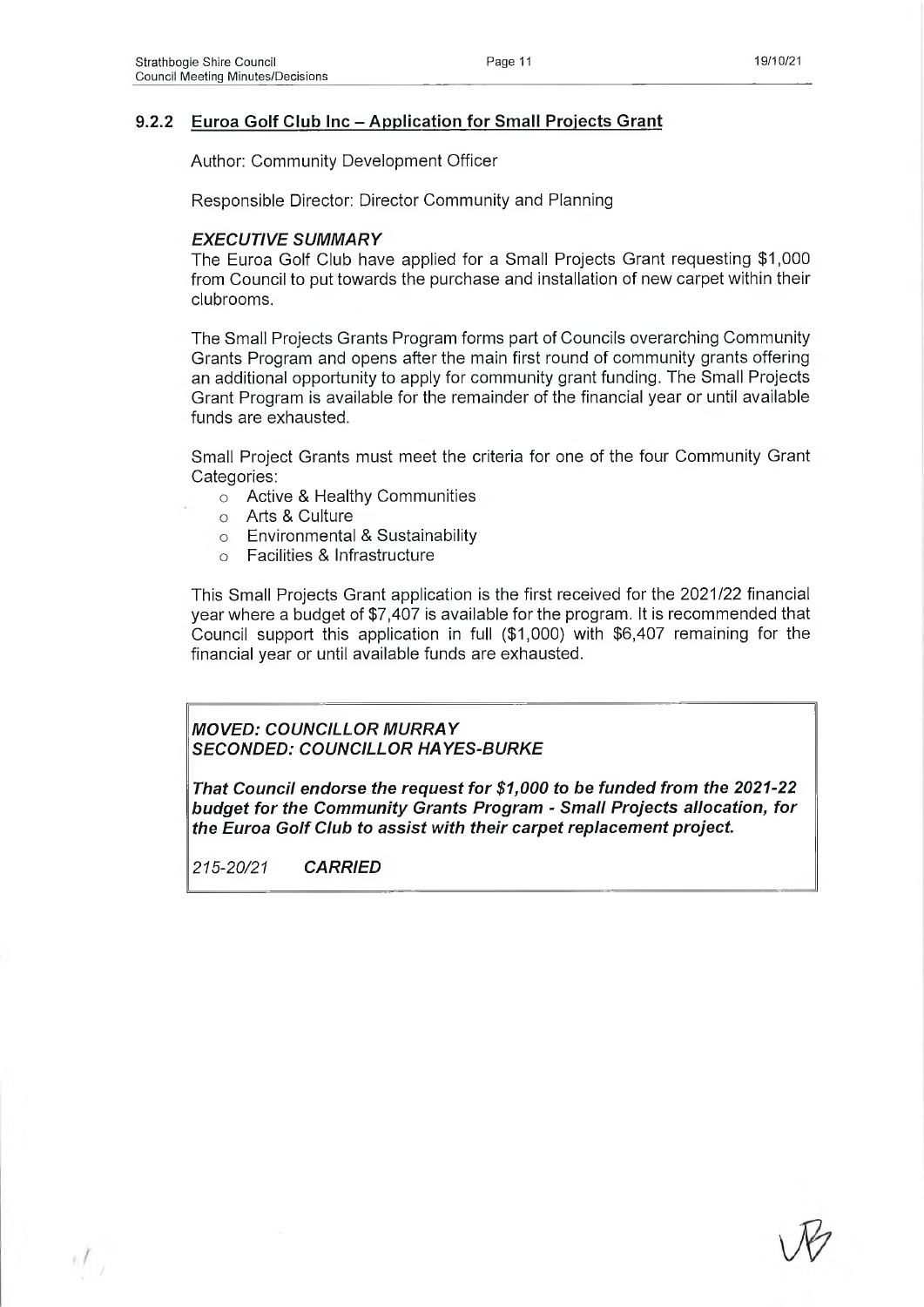### 9.2.2 Euroa Golf Club Inc – Application for Small Projects Grant

Author: Community Development Officer

Responsible Director: Director Community and Planning

***EXECUTIVE SUMMARY***

The Euroa Golf Club have applied for a Small Projects Grant requesting $1,000 from Council to put towards the purchase and installation of new carpet within their clubrooms.

The Small Projects Grants Program forms part of Councils overarching Community Grants Program and opens after the main first round of community grants offering an additional opportunity to apply for community grant funding. The Small Projects Grant Program is available for the remainder of the financial year or until available funds are exhausted.

Small Project Grants must meet the criteria for one of the four Community Grant Categories:

- Active & Healthy Communities
- Arts & Culture
- Environmental & Sustainability
- Facilities & Infrastructure

This Small Projects Grant application is the first received for the 2021/22 financial year where a budget of $7,407 is available for the program. It is recommended that Council support this application in full ($1,000) with $6,407 remaining for the financial year or until available funds are exhausted.

***MOVED: COUNCILLOR MURRAY***
***SECONDED: COUNCILLOR HAYES-BURKE***

***That Council endorse the request for $1,000 to be funded from the 2021-22 budget for the Community Grants Program - Small Projects allocation, for the Euroa Golf Club to assist with their carpet replacement project.***

*215-20/21* ***CARRIED***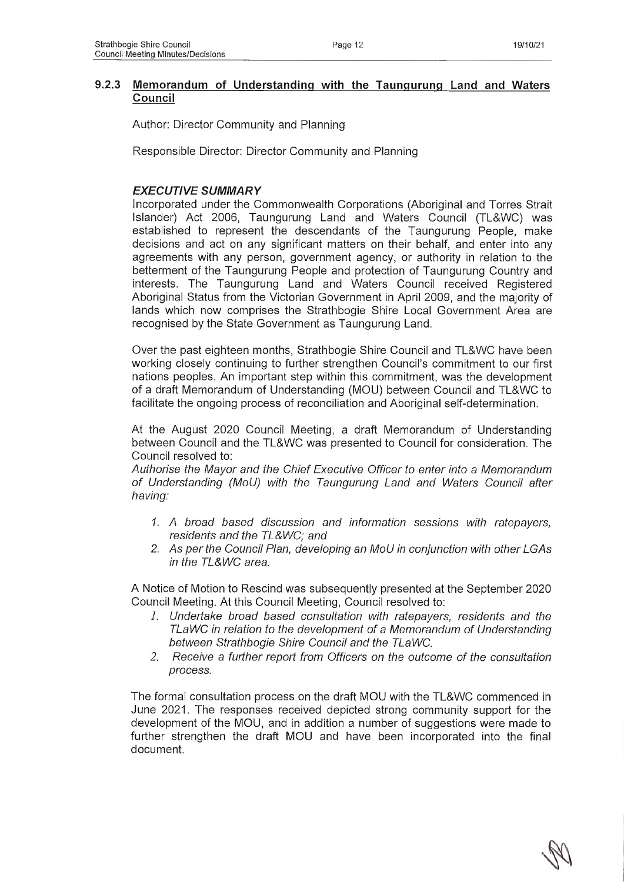### 9.2.3 Memorandum of Understanding with the Taungurung Land and Waters Council

Author: Director Community and Planning

Responsible Director: Director Community and Planning

***EXECUTIVE SUMMARY***

Incorporated under the Commonwealth Corporations (Aboriginal and Torres Strait Islander) Act 2006, Taungurung Land and Waters Council (TL&WC) was established to represent the descendants of the Taungurung People, make decisions and act on any significant matters on their behalf, and enter into any agreements with any person, government agency, or authority in relation to the betterment of the Taungurung People and protection of Taungurung Country and interests. The Taungurung Land and Waters Council received Registered Aboriginal Status from the Victorian Government in April 2009, and the majority of lands which now comprises the Strathbogie Shire Local Government Area are recognised by the State Government as Taungurung Land.

Over the past eighteen months, Strathbogie Shire Council and TL&WC have been working closely continuing to further strengthen Council's commitment to our first nations peoples. An important step within this commitment, was the development of a draft Memorandum of Understanding (MOU) between Council and TL&WC to facilitate the ongoing process of reconciliation and Aboriginal self-determination.

At the August 2020 Council Meeting, a draft Memorandum of Understanding between Council and the TL&WC was presented to Council for consideration. The Council resolved to:

*Authorise the Mayor and the Chief Executive Officer to enter into a Memorandum of Understanding (MoU) with the Taungurung Land and Waters Council after having:*

1. *A broad based discussion and information sessions with ratepayers, residents and the TL&WC; and*
2. *As per the Council Plan, developing an MoU in conjunction with other LGAs in the TL&WC area.*

A Notice of Motion to Rescind was subsequently presented at the September 2020 Council Meeting. At this Council Meeting, Council resolved to:

1. *Undertake broad based consultation with ratepayers, residents and the TLaWC in relation to the development of a Memorandum of Understanding between Strathbogie Shire Council and the TLaWC.*
2. *Receive a further report from Officers on the outcome of the consultation process.*

The formal consultation process on the draft MOU with the TL&WC commenced in June 2021. The responses received depicted strong community support for the development of the MOU, and in addition a number of suggestions were made to further strengthen the draft MOU and have been incorporated into the final document.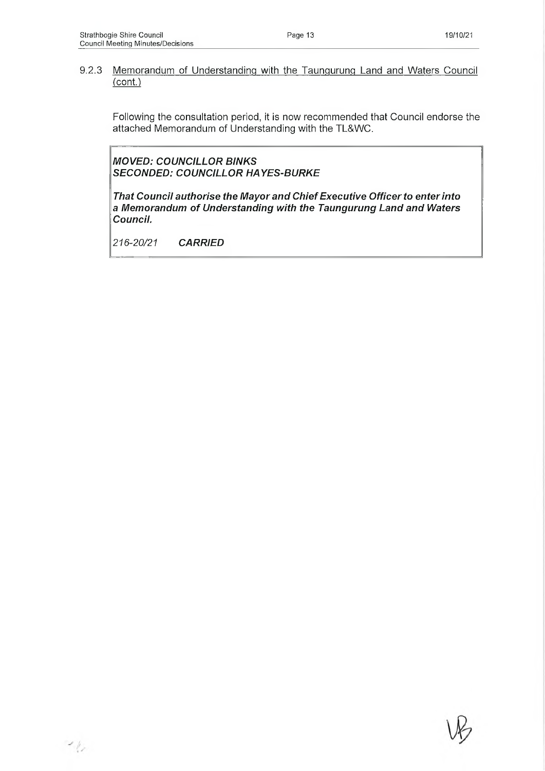### 9.2.3 Memorandum of Understanding with the Taungurung Land and Waters Council (cont.)

Following the consultation period, it is now recommended that Council endorse the attached Memorandum of Understanding with the TL&WC.

***MOVED: COUNCILLOR BINKS***
***SECONDED: COUNCILLOR HAYES-BURKE***

***That Council authorise the Mayor and Chief Executive Officer to enter into a Memorandum of Understanding with the Taungurung Land and Waters Council.***

*216-20/21* ***CARRIED***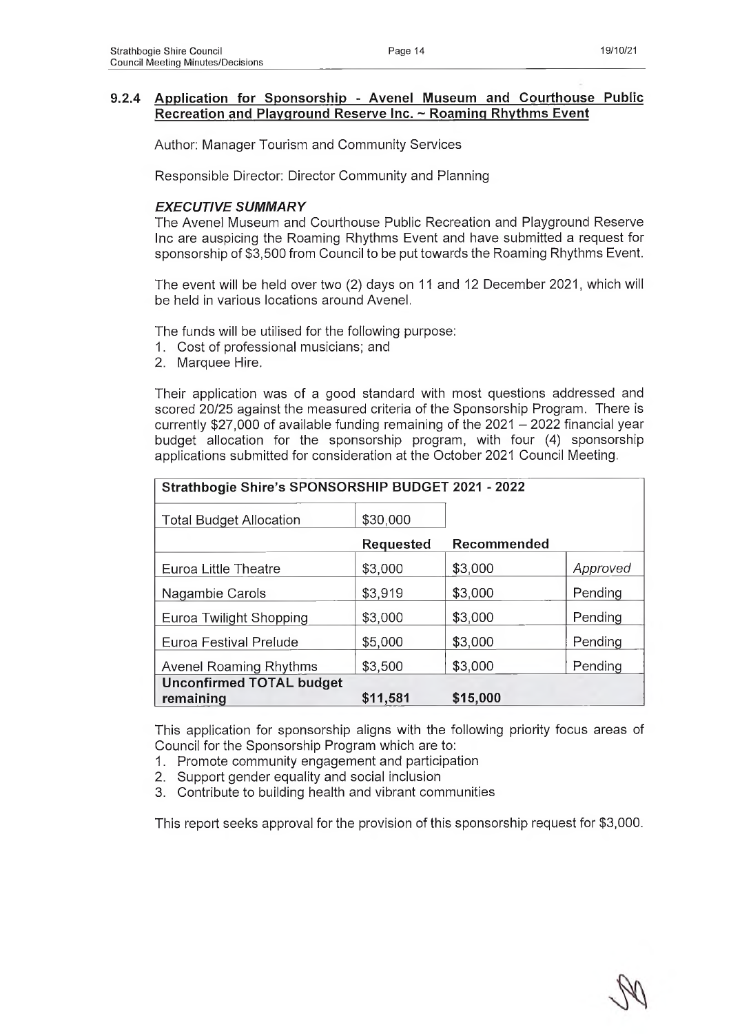### 9.2.4 Application for Sponsorship - Avenel Museum and Courthouse Public Recreation and Playground Reserve Inc. ~ Roaming Rhythms Event

Author: Manager Tourism and Community Services

Responsible Director: Director Community and Planning

***EXECUTIVE SUMMARY***

The Avenel Museum and Courthouse Public Recreation and Playground Reserve Inc are auspicing the Roaming Rhythms Event and have submitted a request for sponsorship of $3,500 from Council to be put towards the Roaming Rhythms Event.

The event will be held over two (2) days on 11 and 12 December 2021, which will be held in various locations around Avenel.

The funds will be utilised for the following purpose:

1. Cost of professional musicians; and
2. Marquee Hire.

Their application was of a good standard with most questions addressed and scored 20/25 against the measured criteria of the Sponsorship Program. There is currently $27,000 of available funding remaining of the 2021 – 2022 financial year budget allocation for the sponsorship program, with four (4) sponsorship applications submitted for consideration at the October 2021 Council Meeting.

| Strathbogie Shire's SPONSORSHIP BUDGET 2021 - 2022 | | | |
|---|---|---|---|
| Total Budget Allocation | $30,000 | | |
| | **Requested** | **Recommended** | |
| Euroa Little Theatre | $3,000 | $3,000 | *Approved* |
| Nagambie Carols | $3,919 | $3,000 | Pending |
| Euroa Twilight Shopping | $3,000 | $3,000 | Pending |
| Euroa Festival Prelude | $5,000 | $3,000 | Pending |
| Avenel Roaming Rhythms | $3,500 | $3,000 | Pending |
| **Unconfirmed TOTAL budget remaining** | **$11,581** | **$15,000** | |

This application for sponsorship aligns with the following priority focus areas of Council for the Sponsorship Program which are to:

1. Promote community engagement and participation
2. Support gender equality and social inclusion
3. Contribute to building health and vibrant communities

This report seeks approval for the provision of this sponsorship request for $3,000.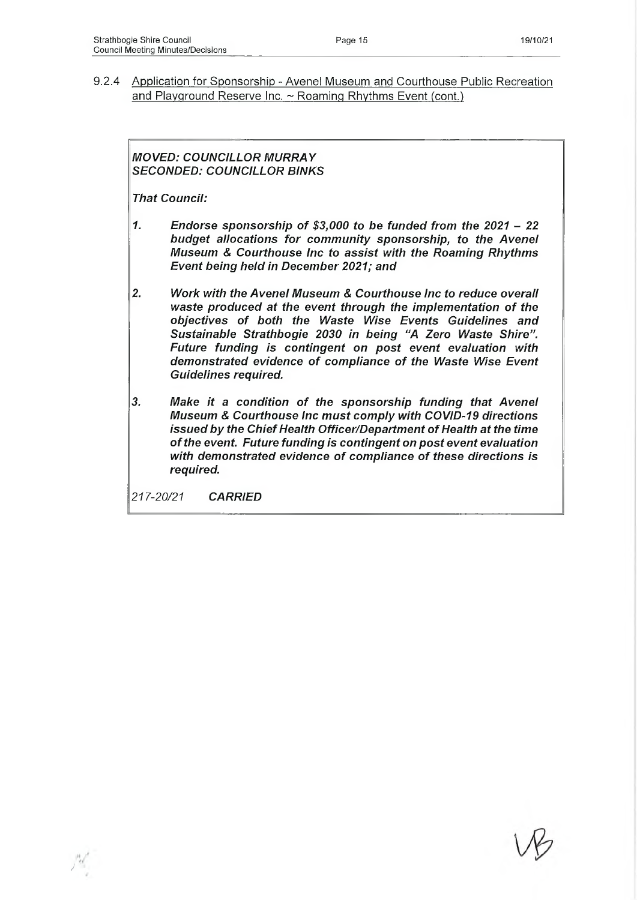### 9.2.4 Application for Sponsorship - Avenel Museum and Courthouse Public Recreation and Playground Reserve Inc. ~ Roaming Rhythms Event (cont.)

***MOVED: COUNCILLOR MURRAY***
***SECONDED: COUNCILLOR BINKS***

***That Council:***

1. ***Endorse sponsorship of $3,000 to be funded from the 2021 – 22 budget allocations for community sponsorship, to the Avenel Museum & Courthouse Inc to assist with the Roaming Rhythms Event being held in December 2021; and***

2. ***Work with the Avenel Museum & Courthouse Inc to reduce overall waste produced at the event through the implementation of the objectives of both the Waste Wise Events Guidelines and Sustainable Strathbogie 2030 in being "A Zero Waste Shire". Future funding is contingent on post event evaluation with demonstrated evidence of compliance of the Waste Wise Event Guidelines required.***

3. ***Make it a condition of the sponsorship funding that Avenel Museum & Courthouse Inc must comply with COVID-19 directions issued by the Chief Health Officer/Department of Health at the time of the event. Future funding is contingent on post event evaluation with demonstrated evidence of compliance of these directions is required.***

*217-20/21* ***CARRIED***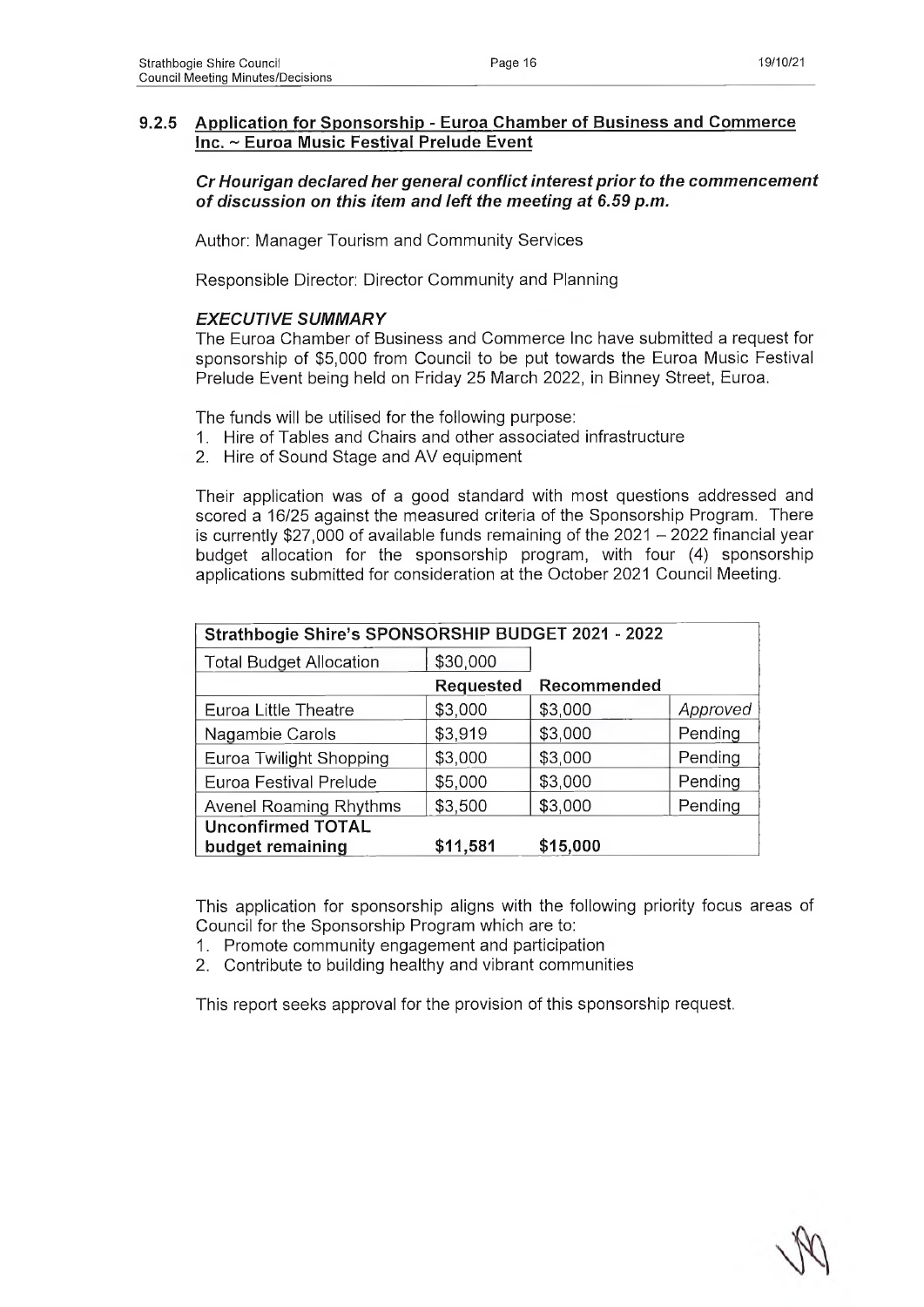### 9.2.5 Application for Sponsorship - Euroa Chamber of Business and Commerce Inc. ~ Euroa Music Festival Prelude Event

***Cr Hourigan declared her general conflict interest prior to the commencement of discussion on this item and left the meeting at 6.59 p.m.***

Author: Manager Tourism and Community Services

Responsible Director: Director Community and Planning

#### *EXECUTIVE SUMMARY*

The Euroa Chamber of Business and Commerce Inc have submitted a request for sponsorship of $5,000 from Council to be put towards the Euroa Music Festival Prelude Event being held on Friday 25 March 2022, in Binney Street, Euroa.

The funds will be utilised for the following purpose:

1. Hire of Tables and Chairs and other associated infrastructure
2. Hire of Sound Stage and AV equipment

Their application was of a good standard with most questions addressed and scored a 16/25 against the measured criteria of the Sponsorship Program. There is currently $27,000 of available funds remaining of the 2021 – 2022 financial year budget allocation for the sponsorship program, with four (4) sponsorship applications submitted for consideration at the October 2021 Council Meeting.

| Strathbogie Shire's SPONSORSHIP BUDGET 2021 - 2022 | | | |
|---|---|---|---|
| Total Budget Allocation | $30,000 | | |
| | **Requested** | **Recommended** | |
| Euroa Little Theatre | $3,000 | $3,000 | *Approved* |
| Nagambie Carols | $3,919 | $3,000 | Pending |
| Euroa Twilight Shopping | $3,000 | $3,000 | Pending |
| Euroa Festival Prelude | $5,000 | $3,000 | Pending |
| Avenel Roaming Rhythms | $3,500 | $3,000 | Pending |
| **Unconfirmed TOTAL budget remaining** | **$11,581** | **$15,000** | |

This application for sponsorship aligns with the following priority focus areas of Council for the Sponsorship Program which are to:

1. Promote community engagement and participation
2. Contribute to building healthy and vibrant communities

This report seeks approval for the provision of this sponsorship request.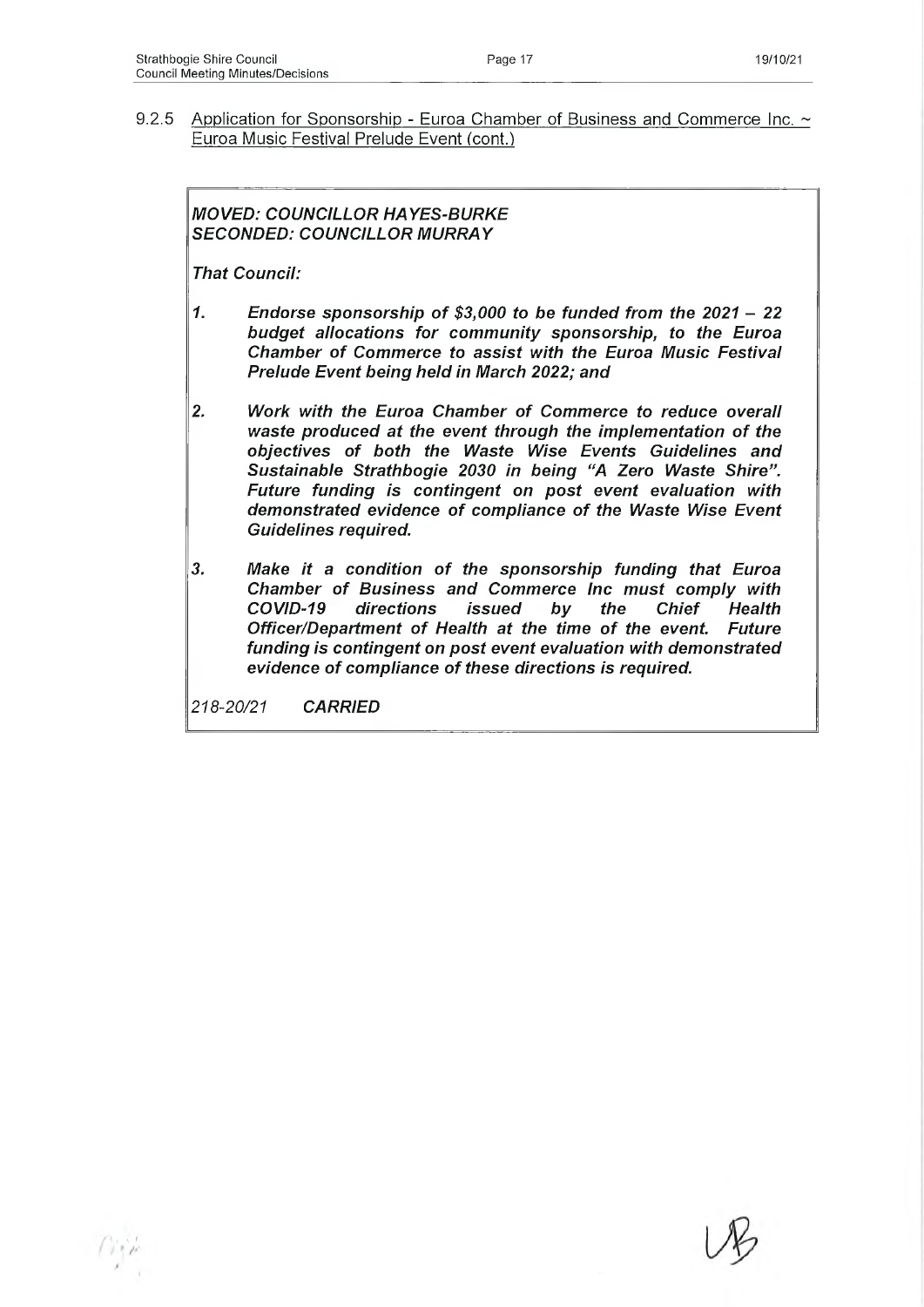9.2.5 Application for Sponsorship - Euroa Chamber of Business and Commerce Inc. ~ Euroa Music Festival Prelude Event (cont.)

***MOVED: COUNCILLOR HAYES-BURKE***
***SECONDED: COUNCILLOR MURRAY***

***That Council:***

1. ***Endorse sponsorship of $3,000 to be funded from the 2021 – 22 budget allocations for community sponsorship, to the Euroa Chamber of Commerce to assist with the Euroa Music Festival Prelude Event being held in March 2022; and***

2. ***Work with the Euroa Chamber of Commerce to reduce overall waste produced at the event through the implementation of the objectives of both the Waste Wise Events Guidelines and Sustainable Strathbogie 2030 in being "A Zero Waste Shire". Future funding is contingent on post event evaluation with demonstrated evidence of compliance of the Waste Wise Event Guidelines required.***

3. ***Make it a condition of the sponsorship funding that Euroa Chamber of Business and Commerce Inc must comply with COVID-19 directions issued by the Chief Health Officer/Department of Health at the time of the event. Future funding is contingent on post event evaluation with demonstrated evidence of compliance of these directions is required.***

*218-20/21* ***CARRIED***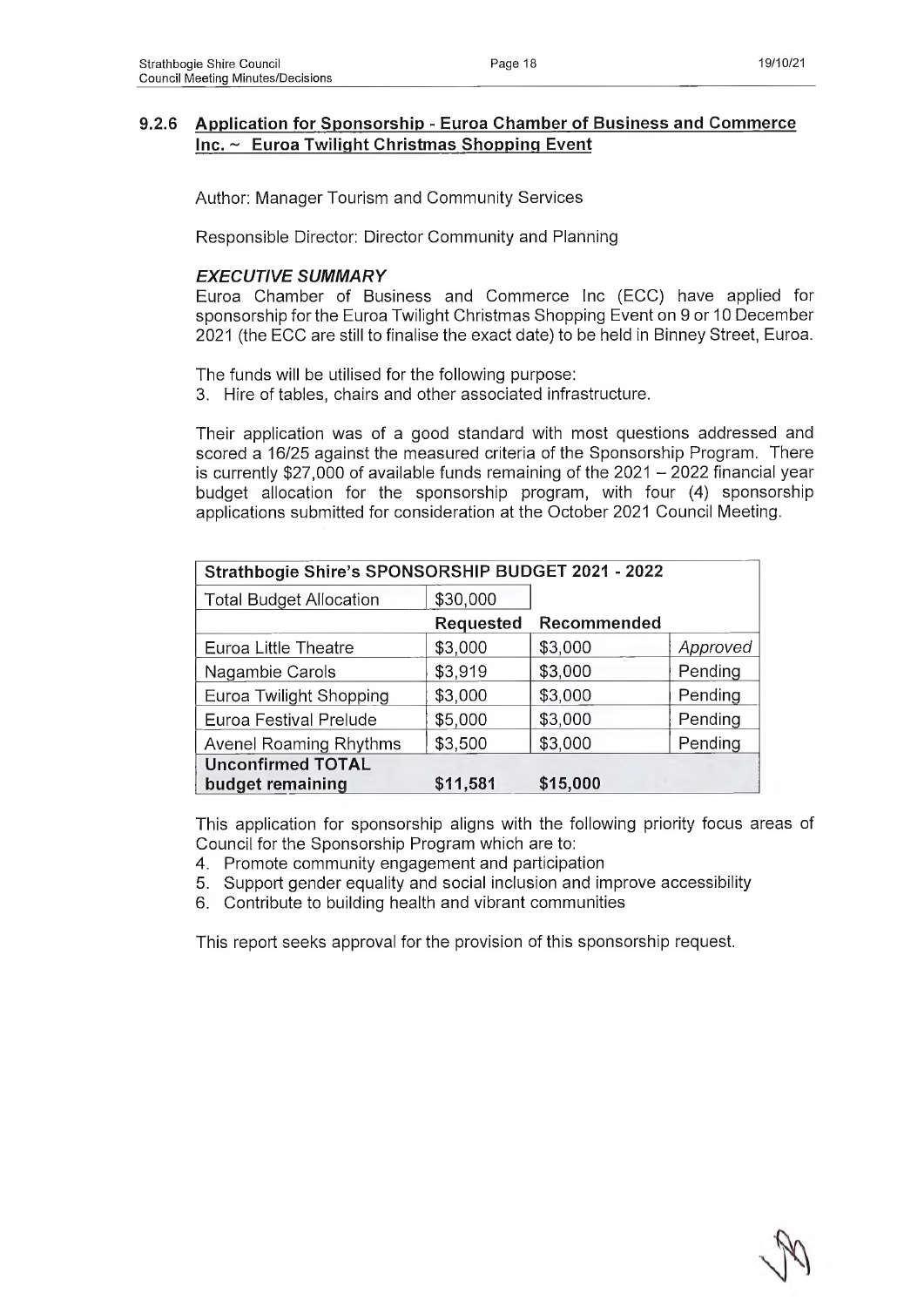### 9.2.6 Application for Sponsorship - Euroa Chamber of Business and Commerce Inc. ~ Euroa Twilight Christmas Shopping Event

Author: Manager Tourism and Community Services

Responsible Director: Director Community and Planning

***EXECUTIVE SUMMARY***

Euroa Chamber of Business and Commerce Inc (ECC) have applied for sponsorship for the Euroa Twilight Christmas Shopping Event on 9 or 10 December 2021 (the ECC are still to finalise the exact date) to be held in Binney Street, Euroa.

The funds will be utilised for the following purpose:

3. Hire of tables, chairs and other associated infrastructure.

Their application was of a good standard with most questions addressed and scored a 16/25 against the measured criteria of the Sponsorship Program. There is currently $27,000 of available funds remaining of the 2021 – 2022 financial year budget allocation for the sponsorship program, with four (4) sponsorship applications submitted for consideration at the October 2021 Council Meeting.

| Strathbogie Shire's SPONSORSHIP BUDGET 2021 - 2022 | | | |
|---|---|---|---|
| Total Budget Allocation | $30,000 | | |
| | **Requested** | **Recommended** | |
| Euroa Little Theatre | $3,000 | $3,000 | *Approved* |
| Nagambie Carols | $3,919 | $3,000 | Pending |
| Euroa Twilight Shopping | $3,000 | $3,000 | Pending |
| Euroa Festival Prelude | $5,000 | $3,000 | Pending |
| Avenel Roaming Rhythms | $3,500 | $3,000 | Pending |
| **Unconfirmed TOTAL budget remaining** | **$11,581** | **$15,000** | |

This application for sponsorship aligns with the following priority focus areas of Council for the Sponsorship Program which are to:

4. Promote community engagement and participation
5. Support gender equality and social inclusion and improve accessibility
6. Contribute to building health and vibrant communities

This report seeks approval for the provision of this sponsorship request.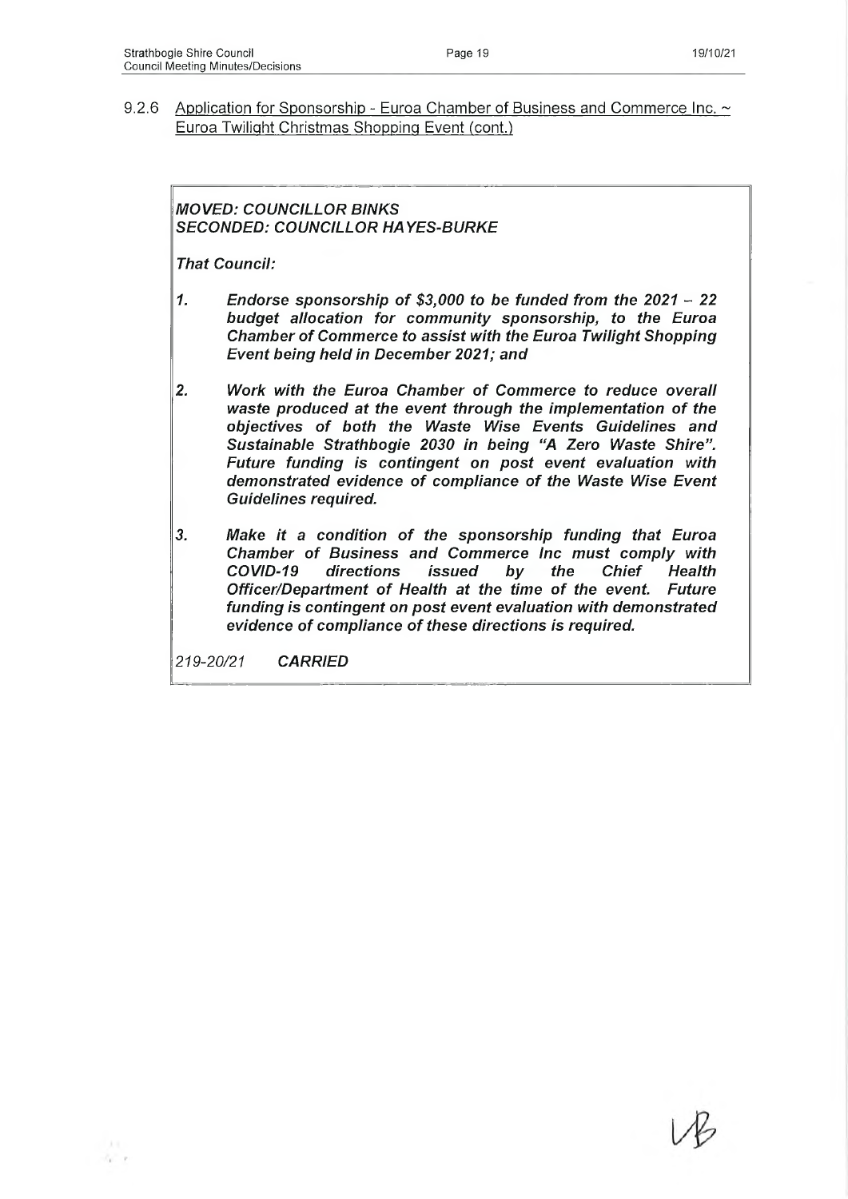9.2.6 Application for Sponsorship - Euroa Chamber of Business and Commerce Inc. ~ Euroa Twilight Christmas Shopping Event (cont.)

***MOVED: COUNCILLOR BINKS***
***SECONDED: COUNCILLOR HAYES-BURKE***

***That Council:***

1. ***Endorse sponsorship of $3,000 to be funded from the 2021 – 22 budget allocation for community sponsorship, to the Euroa Chamber of Commerce to assist with the Euroa Twilight Shopping Event being held in December 2021; and***

2. ***Work with the Euroa Chamber of Commerce to reduce overall waste produced at the event through the implementation of the objectives of both the Waste Wise Events Guidelines and Sustainable Strathbogie 2030 in being "A Zero Waste Shire". Future funding is contingent on post event evaluation with demonstrated evidence of compliance of the Waste Wise Event Guidelines required.***

3. ***Make it a condition of the sponsorship funding that Euroa Chamber of Business and Commerce Inc must comply with COVID-19 directions issued by the Chief Health Officer/Department of Health at the time of the event. Future funding is contingent on post event evaluation with demonstrated evidence of compliance of these directions is required.***

*219-20/21* ***CARRIED***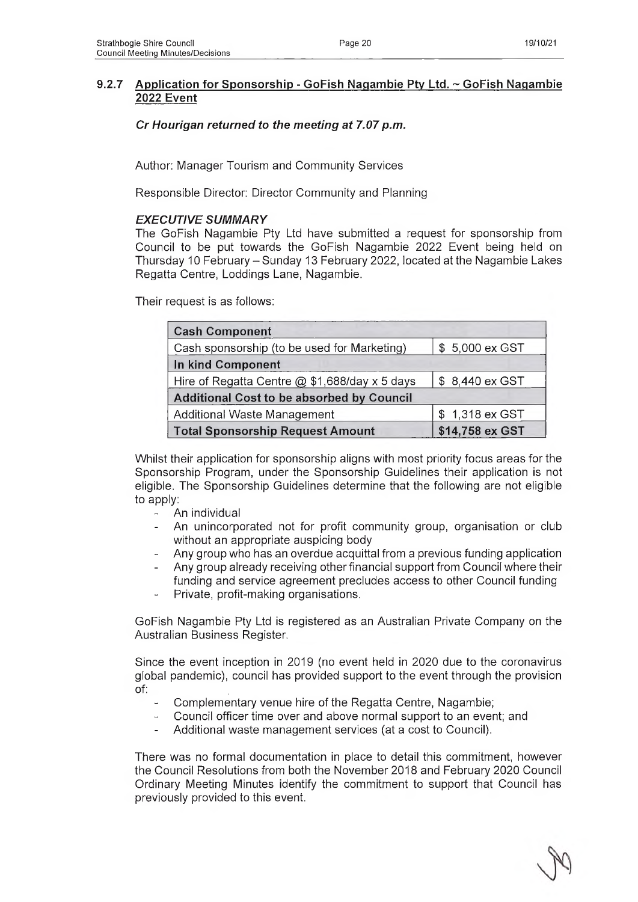### 9.2.7 Application for Sponsorship - GoFish Nagambie Pty Ltd. ~ GoFish Nagambie 2022 Event

***Cr Hourigan returned to the meeting at 7.07 p.m.***

Author: Manager Tourism and Community Services

Responsible Director: Director Community and Planning

***EXECUTIVE SUMMARY***

The GoFish Nagambie Pty Ltd have submitted a request for sponsorship from Council to be put towards the GoFish Nagambie 2022 Event being held on Thursday 10 February – Sunday 13 February 2022, located at the Nagambie Lakes Regatta Centre, Loddings Lane, Nagambie.

Their request is as follows:

| **Cash Component** | |
|---|---|
| Cash sponsorship (to be used for Marketing) | $ 5,000 ex GST |
| **In kind Component** | |
| Hire of Regatta Centre @ $1,688/day x 5 days | $ 8,440 ex GST |
| **Additional Cost to be absorbed by Council** | |
| Additional Waste Management | $ 1,318 ex GST |
| **Total Sponsorship Request Amount** | **$14,758 ex GST** |

Whilst their application for sponsorship aligns with most priority focus areas for the Sponsorship Program, under the Sponsorship Guidelines their application is not eligible. The Sponsorship Guidelines determine that the following are not eligible to apply:

- An individual
- An unincorporated not for profit community group, organisation or club without an appropriate auspicing body
- Any group who has an overdue acquittal from a previous funding application
- Any group already receiving other financial support from Council where their funding and service agreement precludes access to other Council funding
- Private, profit-making organisations.

GoFish Nagambie Pty Ltd is registered as an Australian Private Company on the Australian Business Register.

Since the event inception in 2019 (no event held in 2020 due to the coronavirus global pandemic), council has provided support to the event through the provision of:

- Complementary venue hire of the Regatta Centre, Nagambie;
- Council officer time over and above normal support to an event; and
- Additional waste management services (at a cost to Council).

There was no formal documentation in place to detail this commitment, however the Council Resolutions from both the November 2018 and February 2020 Council Ordinary Meeting Minutes identify the commitment to support that Council has previously provided to this event.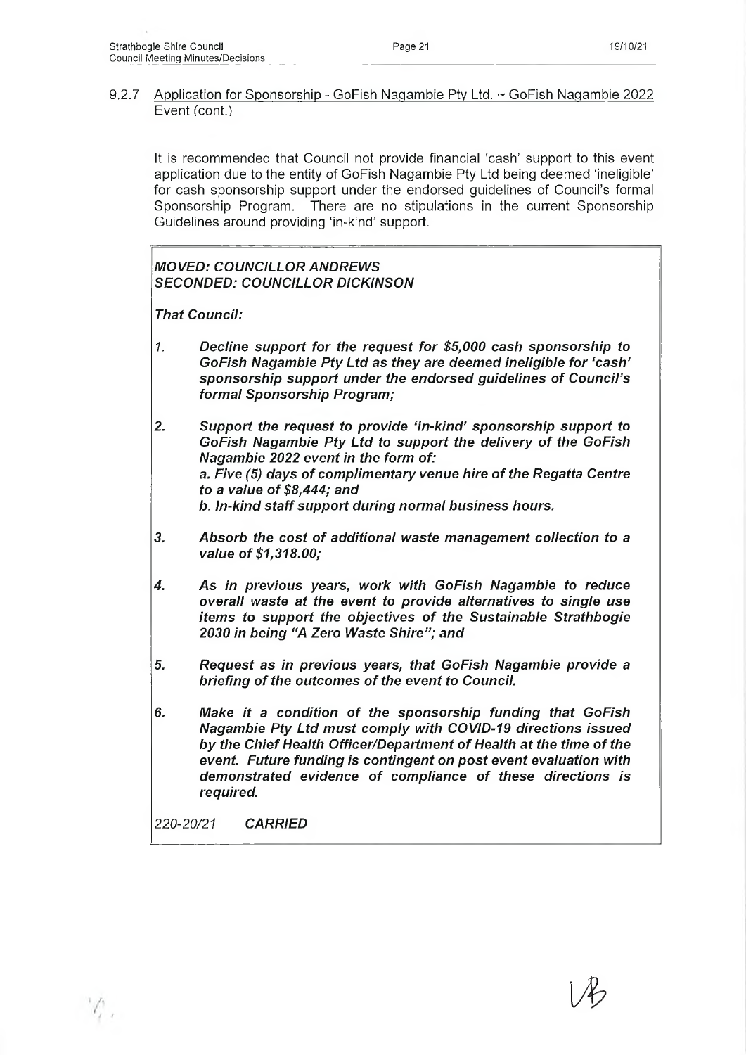### 9.2.7 Application for Sponsorship - GoFish Nagambie Pty Ltd. ~ GoFish Nagambie 2022 Event (cont.)

It is recommended that Council not provide financial 'cash' support to this event application due to the entity of GoFish Nagambie Pty Ltd being deemed 'ineligible' for cash sponsorship support under the endorsed guidelines of Council's formal Sponsorship Program. There are no stipulations in the current Sponsorship Guidelines around providing 'in-kind' support.

***MOVED: COUNCILLOR ANDREWS***
***SECONDED: COUNCILLOR DICKINSON***

***That Council:***

1. ***Decline support for the request for $5,000 cash sponsorship to GoFish Nagambie Pty Ltd as they are deemed ineligible for 'cash' sponsorship support under the endorsed guidelines of Council's formal Sponsorship Program;***

2. ***Support the request to provide 'in-kind' sponsorship support to GoFish Nagambie Pty Ltd to support the delivery of the GoFish Nagambie 2022 event in the form of:***
   ***a. Five (5) days of complimentary venue hire of the Regatta Centre to a value of $8,444; and***
   ***b. In-kind staff support during normal business hours.***

3. ***Absorb the cost of additional waste management collection to a value of $1,318.00;***

4. ***As in previous years, work with GoFish Nagambie to reduce overall waste at the event to provide alternatives to single use items to support the objectives of the Sustainable Strathbogie 2030 in being "A Zero Waste Shire"; and***

5. ***Request as in previous years, that GoFish Nagambie provide a briefing of the outcomes of the event to Council.***

6. ***Make it a condition of the sponsorship funding that GoFish Nagambie Pty Ltd must comply with COVID-19 directions issued by the Chief Health Officer/Department of Health at the time of the event. Future funding is contingent on post event evaluation with demonstrated evidence of compliance of these directions is required.***

*220-20/21* ***CARRIED***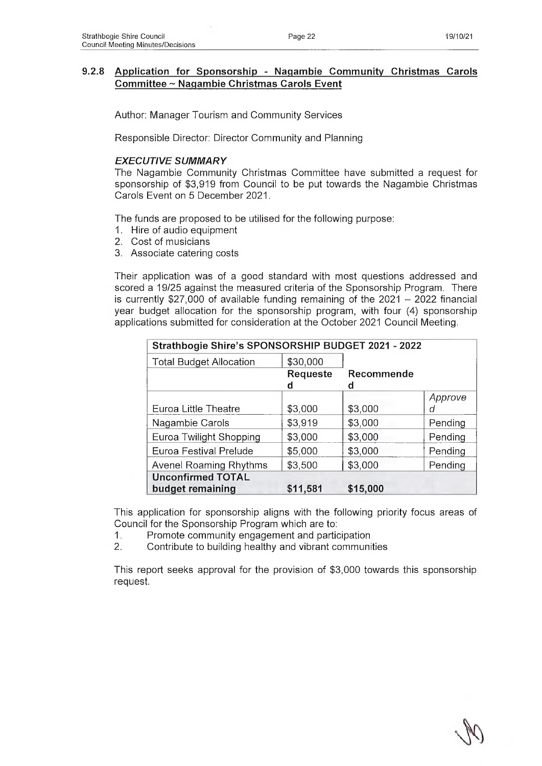### 9.2.8 Application for Sponsorship - Nagambie Community Christmas Carols Committee ~ Nagambie Christmas Carols Event

Author: Manager Tourism and Community Services

Responsible Director: Director Community and Planning

***EXECUTIVE SUMMARY***

The Nagambie Community Christmas Committee have submitted a request for sponsorship of $3,919 from Council to be put towards the Nagambie Christmas Carols Event on 5 December 2021.

The funds are proposed to be utilised for the following purpose:

1. Hire of audio equipment
2. Cost of musicians
3. Associate catering costs

Their application was of a good standard with most questions addressed and scored a 19/25 against the measured criteria of the Sponsorship Program. There is currently $27,000 of available funding remaining of the 2021 – 2022 financial year budget allocation for the sponsorship program, with four (4) sponsorship applications submitted for consideration at the October 2021 Council Meeting.

| Strathbogie Shire's SPONSORSHIP BUDGET 2021 - 2022 | | | |
|---|---|---|---|
| Total Budget Allocation | $30,000 | | |
| | **Requested** | **Recommended** | |
| Euroa Little Theatre | $3,000 | $3,000 | *Approved* |
| Nagambie Carols | $3,919 | $3,000 | Pending |
| Euroa Twilight Shopping | $3,000 | $3,000 | Pending |
| Euroa Festival Prelude | $5,000 | $3,000 | Pending |
| Avenel Roaming Rhythms | $3,500 | $3,000 | Pending |
| **Unconfirmed TOTAL budget remaining** | **$11,581** | **$15,000** | |

This application for sponsorship aligns with the following priority focus areas of Council for the Sponsorship Program which are to:

1. Promote community engagement and participation
2. Contribute to building healthy and vibrant communities

This report seeks approval for the provision of $3,000 towards this sponsorship request.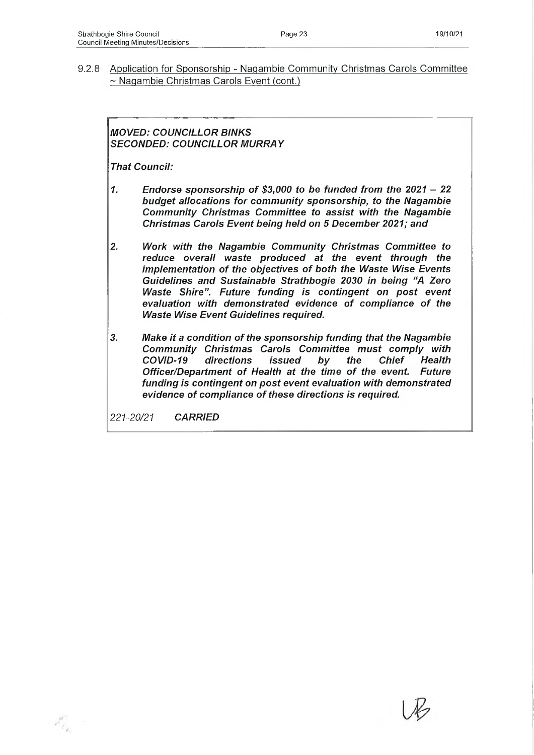### 9.2.8 Application for Sponsorship - Nagambie Community Christmas Carols Committee ~ Nagambie Christmas Carols Event (cont.)

***MOVED: COUNCILLOR BINKS***
***SECONDED: COUNCILLOR MURRAY***

***That Council:***

1. ***Endorse sponsorship of $3,000 to be funded from the 2021 – 22 budget allocations for community sponsorship, to the Nagambie Community Christmas Committee to assist with the Nagambie Christmas Carols Event being held on 5 December 2021; and***

2. ***Work with the Nagambie Community Christmas Committee to reduce overall waste produced at the event through the implementation of the objectives of both the Waste Wise Events Guidelines and Sustainable Strathbogie 2030 in being "A Zero Waste Shire". Future funding is contingent on post event evaluation with demonstrated evidence of compliance of the Waste Wise Event Guidelines required.***

3. ***Make it a condition of the sponsorship funding that the Nagambie Community Christmas Carols Committee must comply with COVID-19 directions issued by the Chief Health Officer/Department of Health at the time of the event. Future funding is contingent on post event evaluation with demonstrated evidence of compliance of these directions is required.***

*221-20/21* ***CARRIED***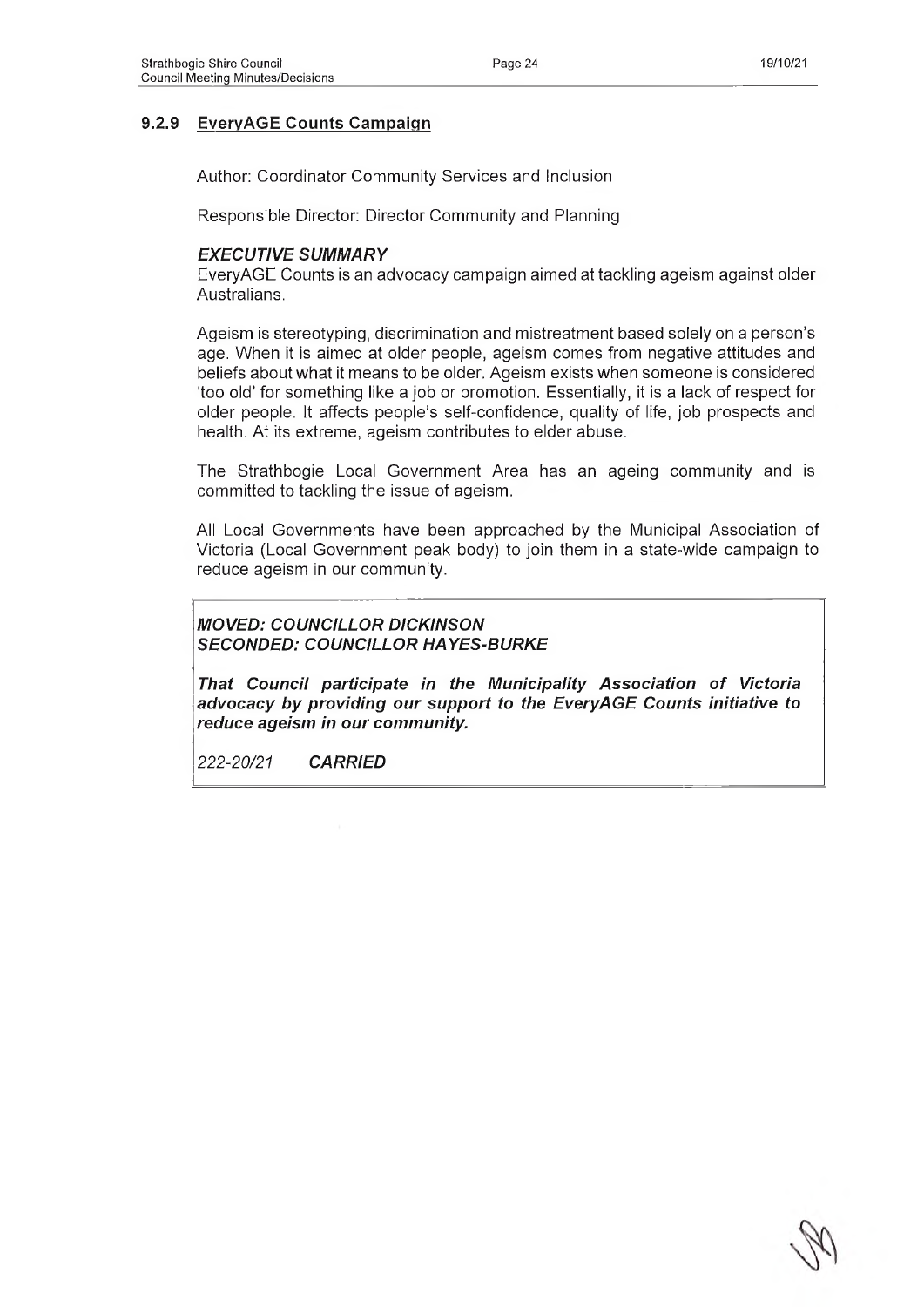### 9.2.9 EveryAGE Counts Campaign

Author: Coordinator Community Services and Inclusion

Responsible Director: Director Community and Planning

***EXECUTIVE SUMMARY***

EveryAGE Counts is an advocacy campaign aimed at tackling ageism against older Australians.

Ageism is stereotyping, discrimination and mistreatment based solely on a person's age. When it is aimed at older people, ageism comes from negative attitudes and beliefs about what it means to be older. Ageism exists when someone is considered 'too old' for something like a job or promotion. Essentially, it is a lack of respect for older people. It affects people's self-confidence, quality of life, job prospects and health. At its extreme, ageism contributes to elder abuse.

The Strathbogie Local Government Area has an ageing community and is committed to tackling the issue of ageism.

All Local Governments have been approached by the Municipal Association of Victoria (Local Government peak body) to join them in a state-wide campaign to reduce ageism in our community.

***MOVED: COUNCILLOR DICKINSON***
***SECONDED: COUNCILLOR HAYES-BURKE***

***That Council participate in the Municipality Association of Victoria advocacy by providing our support to the EveryAGE Counts initiative to reduce ageism in our community.***

*222-20/21* ***CARRIED***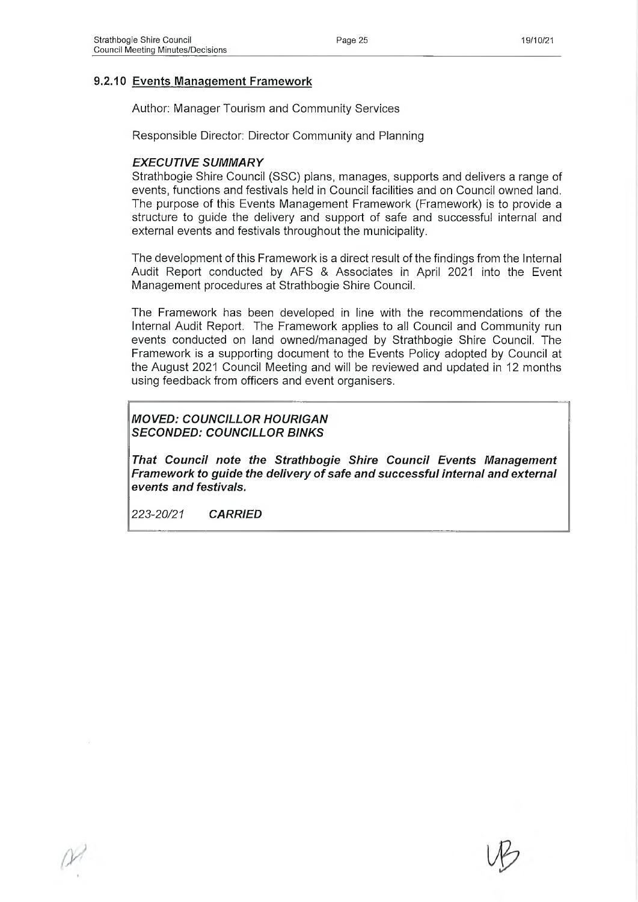### 9.2.10 Events Management Framework

Author: Manager Tourism and Community Services

Responsible Director: Director Community and Planning

***EXECUTIVE SUMMARY***

Strathbogie Shire Council (SSC) plans, manages, supports and delivers a range of events, functions and festivals held in Council facilities and on Council owned land. The purpose of this Events Management Framework (Framework) is to provide a structure to guide the delivery and support of safe and successful internal and external events and festivals throughout the municipality.

The development of this Framework is a direct result of the findings from the Internal Audit Report conducted by AFS & Associates in April 2021 into the Event Management procedures at Strathbogie Shire Council.

The Framework has been developed in line with the recommendations of the Internal Audit Report. The Framework applies to all Council and Community run events conducted on land owned/managed by Strathbogie Shire Council. The Framework is a supporting document to the Events Policy adopted by Council at the August 2021 Council Meeting and will be reviewed and updated in 12 months using feedback from officers and event organisers.

***MOVED: COUNCILLOR HOURIGAN***
***SECONDED: COUNCILLOR BINKS***

***That Council note the Strathbogie Shire Council Events Management Framework to guide the delivery of safe and successful internal and external events and festivals.***

*223-20/21* ***CARRIED***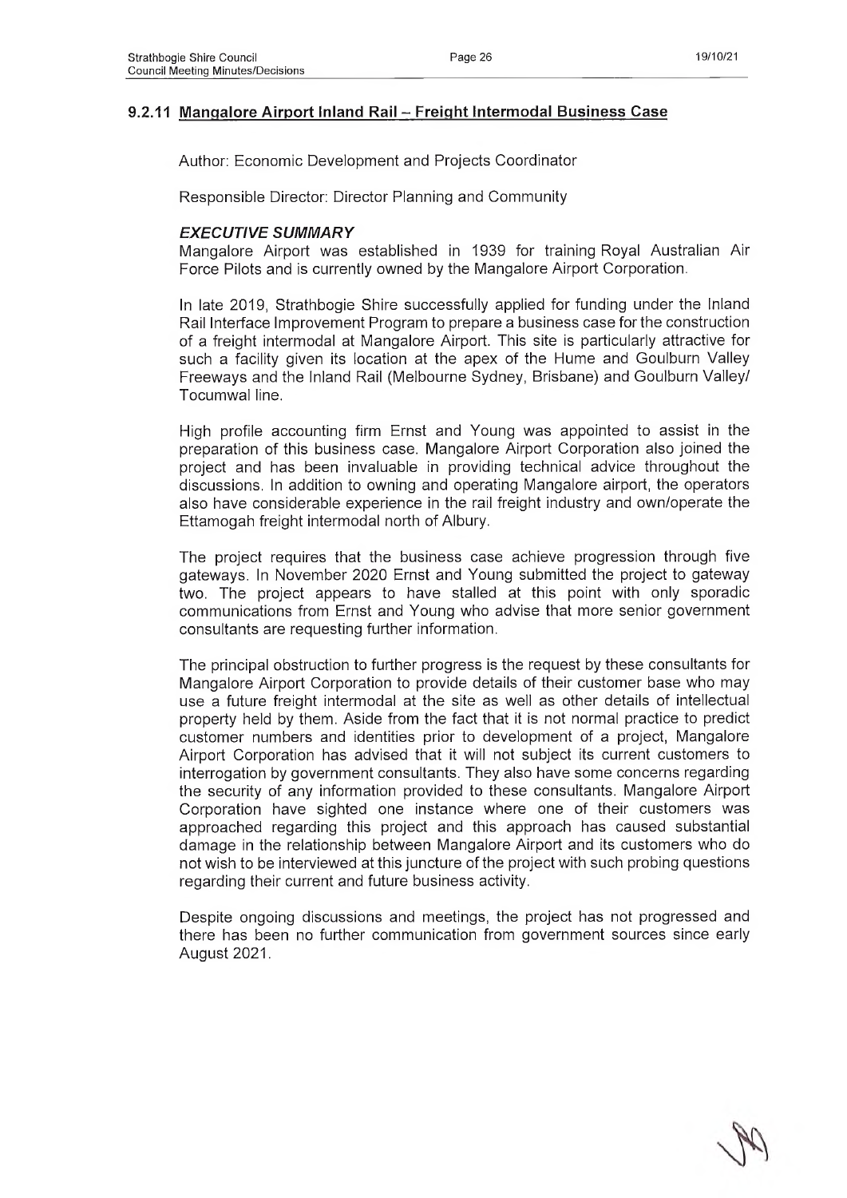### 9.2.11 Mangalore Airport Inland Rail – Freight Intermodal Business Case

Author: Economic Development and Projects Coordinator

Responsible Director: Director Planning and Community

#### *EXECUTIVE SUMMARY*

Mangalore Airport was established in 1939 for training Royal Australian Air Force Pilots and is currently owned by the Mangalore Airport Corporation.

In late 2019, Strathbogie Shire successfully applied for funding under the Inland Rail Interface Improvement Program to prepare a business case for the construction of a freight intermodal at Mangalore Airport. This site is particularly attractive for such a facility given its location at the apex of the Hume and Goulburn Valley Freeways and the Inland Rail (Melbourne Sydney, Brisbane) and Goulburn Valley/ Tocumwal line.

High profile accounting firm Ernst and Young was appointed to assist in the preparation of this business case. Mangalore Airport Corporation also joined the project and has been invaluable in providing technical advice throughout the discussions. In addition to owning and operating Mangalore airport, the operators also have considerable experience in the rail freight industry and own/operate the Ettamogah freight intermodal north of Albury.

The project requires that the business case achieve progression through five gateways. In November 2020 Ernst and Young submitted the project to gateway two. The project appears to have stalled at this point with only sporadic communications from Ernst and Young who advise that more senior government consultants are requesting further information.

The principal obstruction to further progress is the request by these consultants for Mangalore Airport Corporation to provide details of their customer base who may use a future freight intermodal at the site as well as other details of intellectual property held by them. Aside from the fact that it is not normal practice to predict customer numbers and identities prior to development of a project, Mangalore Airport Corporation has advised that it will not subject its current customers to interrogation by government consultants. They also have some concerns regarding the security of any information provided to these consultants. Mangalore Airport Corporation have sighted one instance where one of their customers was approached regarding this project and this approach has caused substantial damage in the relationship between Mangalore Airport and its customers who do not wish to be interviewed at this juncture of the project with such probing questions regarding their current and future business activity.

Despite ongoing discussions and meetings, the project has not progressed and there has been no further communication from government sources since early August 2021.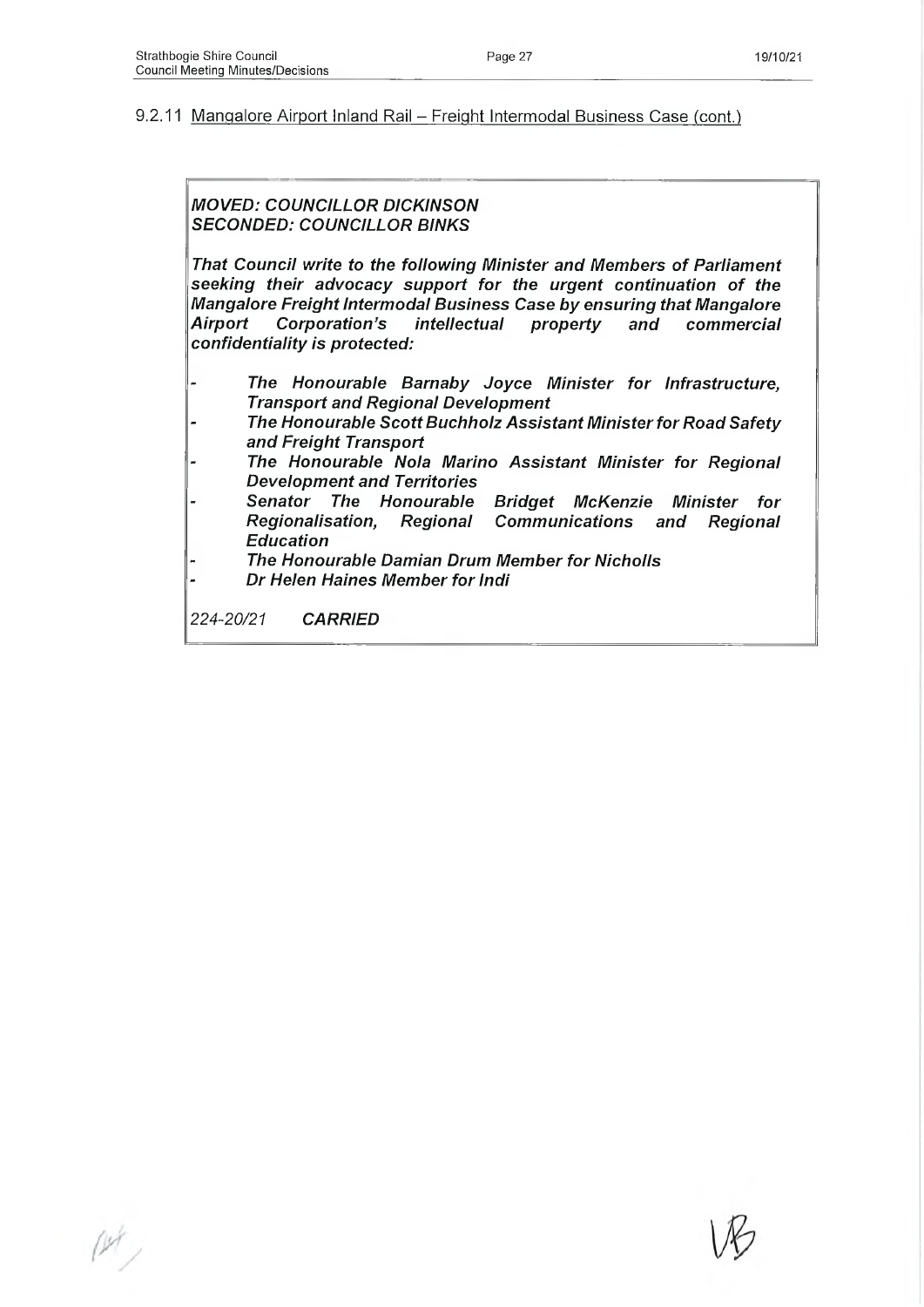9.2.11 Mangalore Airport Inland Rail – Freight Intermodal Business Case (cont.)

***MOVED: COUNCILLOR DICKINSON***
***SECONDED: COUNCILLOR BINKS***

***That Council write to the following Minister and Members of Parliament seeking their advocacy support for the urgent continuation of the Mangalore Freight Intermodal Business Case by ensuring that Mangalore Airport Corporation's intellectual property and commercial confidentiality is protected:***

- ***The Honourable Barnaby Joyce Minister for Infrastructure, Transport and Regional Development***
- ***The Honourable Scott Buchholz Assistant Minister for Road Safety and Freight Transport***
- ***The Honourable Nola Marino Assistant Minister for Regional Development and Territories***
- ***Senator The Honourable Bridget McKenzie Minister for Regionalisation, Regional Communications and Regional Education***
- ***The Honourable Damian Drum Member for Nicholls***
- ***Dr Helen Haines Member for Indi***

*224-20/21* ***CARRIED***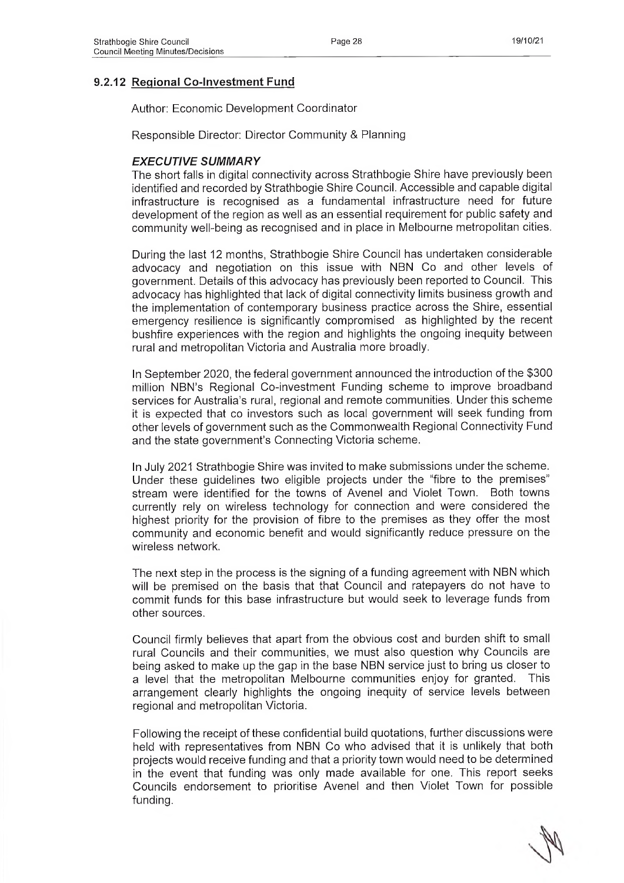### 9.2.12 Regional Co-Investment Fund

Author: Economic Development Coordinator

Responsible Director: Director Community & Planning

#### ***EXECUTIVE SUMMARY***

The short falls in digital connectivity across Strathbogie Shire have previously been identified and recorded by Strathbogie Shire Council. Accessible and capable digital infrastructure is recognised as a fundamental infrastructure need for future development of the region as well as an essential requirement for public safety and community well-being as recognised and in place in Melbourne metropolitan cities.

During the last 12 months, Strathbogie Shire Council has undertaken considerable advocacy and negotiation on this issue with NBN Co and other levels of government. Details of this advocacy has previously been reported to Council. This advocacy has highlighted that lack of digital connectivity limits business growth and the implementation of contemporary business practice across the Shire, essential emergency resilience is significantly compromised as highlighted by the recent bushfire experiences with the region and highlights the ongoing inequity between rural and metropolitan Victoria and Australia more broadly.

In September 2020, the federal government announced the introduction of the $300 million NBN's Regional Co-investment Funding scheme to improve broadband services for Australia's rural, regional and remote communities. Under this scheme it is expected that co investors such as local government will seek funding from other levels of government such as the Commonwealth Regional Connectivity Fund and the state government's Connecting Victoria scheme.

In July 2021 Strathbogie Shire was invited to make submissions under the scheme. Under these guidelines two eligible projects under the "fibre to the premises" stream were identified for the towns of Avenel and Violet Town. Both towns currently rely on wireless technology for connection and were considered the highest priority for the provision of fibre to the premises as they offer the most community and economic benefit and would significantly reduce pressure on the wireless network.

The next step in the process is the signing of a funding agreement with NBN which will be premised on the basis that that Council and ratepayers do not have to commit funds for this base infrastructure but would seek to leverage funds from other sources.

Council firmly believes that apart from the obvious cost and burden shift to small rural Councils and their communities, we must also question why Councils are being asked to make up the gap in the base NBN service just to bring us closer to a level that the metropolitan Melbourne communities enjoy for granted. This arrangement clearly highlights the ongoing inequity of service levels between regional and metropolitan Victoria.

Following the receipt of these confidential build quotations, further discussions were held with representatives from NBN Co who advised that it is unlikely that both projects would receive funding and that a priority town would need to be determined in the event that funding was only made available for one. This report seeks Councils endorsement to prioritise Avenel and then Violet Town for possible funding.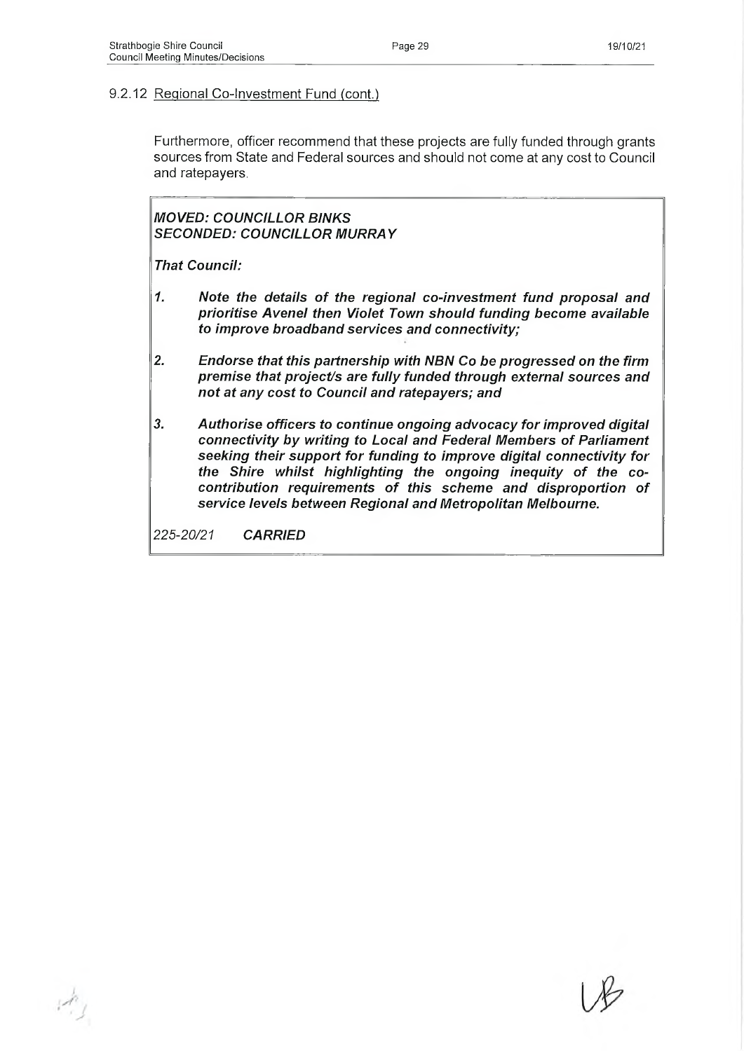### 9.2.12 Regional Co-Investment Fund (cont.)

Furthermore, officer recommend that these projects are fully funded through grants sources from State and Federal sources and should not come at any cost to Council and ratepayers.

***MOVED: COUNCILLOR BINKS***
***SECONDED: COUNCILLOR MURRAY***

***That Council:***

1. ***Note the details of the regional co-investment fund proposal and prioritise Avenel then Violet Town should funding become available to improve broadband services and connectivity;***
2. ***Endorse that this partnership with NBN Co be progressed on the firm premise that project/s are fully funded through external sources and not at any cost to Council and ratepayers; and***
3. ***Authorise officers to continue ongoing advocacy for improved digital connectivity by writing to Local and Federal Members of Parliament seeking their support for funding to improve digital connectivity for the Shire whilst highlighting the ongoing inequity of the co-contribution requirements of this scheme and disproportion of service levels between Regional and Metropolitan Melbourne.***

*225-20/21* ***CARRIED***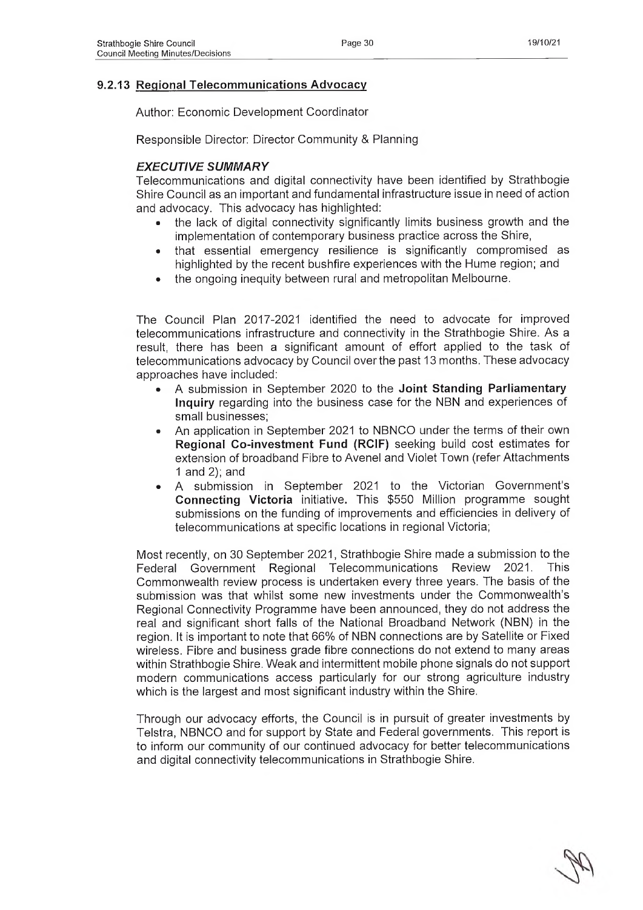### 9.2.13 Regional Telecommunications Advocacy

Author: Economic Development Coordinator

Responsible Director: Director Community & Planning

#### *EXECUTIVE SUMMARY*

Telecommunications and digital connectivity have been identified by Strathbogie Shire Council as an important and fundamental infrastructure issue in need of action and advocacy. This advocacy has highlighted:

- the lack of digital connectivity significantly limits business growth and the implementation of contemporary business practice across the Shire,
- that essential emergency resilience is significantly compromised as highlighted by the recent bushfire experiences with the Hume region; and
- the ongoing inequity between rural and metropolitan Melbourne.

The Council Plan 2017-2021 identified the need to advocate for improved telecommunications infrastructure and connectivity in the Strathbogie Shire. As a result, there has been a significant amount of effort applied to the task of telecommunications advocacy by Council over the past 13 months. These advocacy approaches have included:

- A submission in September 2020 to the **Joint Standing Parliamentary Inquiry** regarding into the business case for the NBN and experiences of small businesses;
- An application in September 2021 to NBNCO under the terms of their own **Regional Co-investment Fund (RCIF)** seeking build cost estimates for extension of broadband Fibre to Avenel and Violet Town (refer Attachments 1 and 2); and
- A submission in September 2021 to the Victorian Government's **Connecting Victoria** initiative. This $550 Million programme sought submissions on the funding of improvements and efficiencies in delivery of telecommunications at specific locations in regional Victoria;

Most recently, on 30 September 2021, Strathbogie Shire made a submission to the Federal Government Regional Telecommunications Review 2021. This Commonwealth review process is undertaken every three years. The basis of the submission was that whilst some new investments under the Commonwealth's Regional Connectivity Programme have been announced, they do not address the real and significant short falls of the National Broadband Network (NBN) in the region. It is important to note that 66% of NBN connections are by Satellite or Fixed wireless. Fibre and business grade fibre connections do not extend to many areas within Strathbogie Shire. Weak and intermittent mobile phone signals do not support modern communications access particularly for our strong agriculture industry which is the largest and most significant industry within the Shire.

Through our advocacy efforts, the Council is in pursuit of greater investments by Telstra, NBNCO and for support by State and Federal governments. This report is to inform our community of our continued advocacy for better telecommunications and digital connectivity telecommunications in Strathbogie Shire.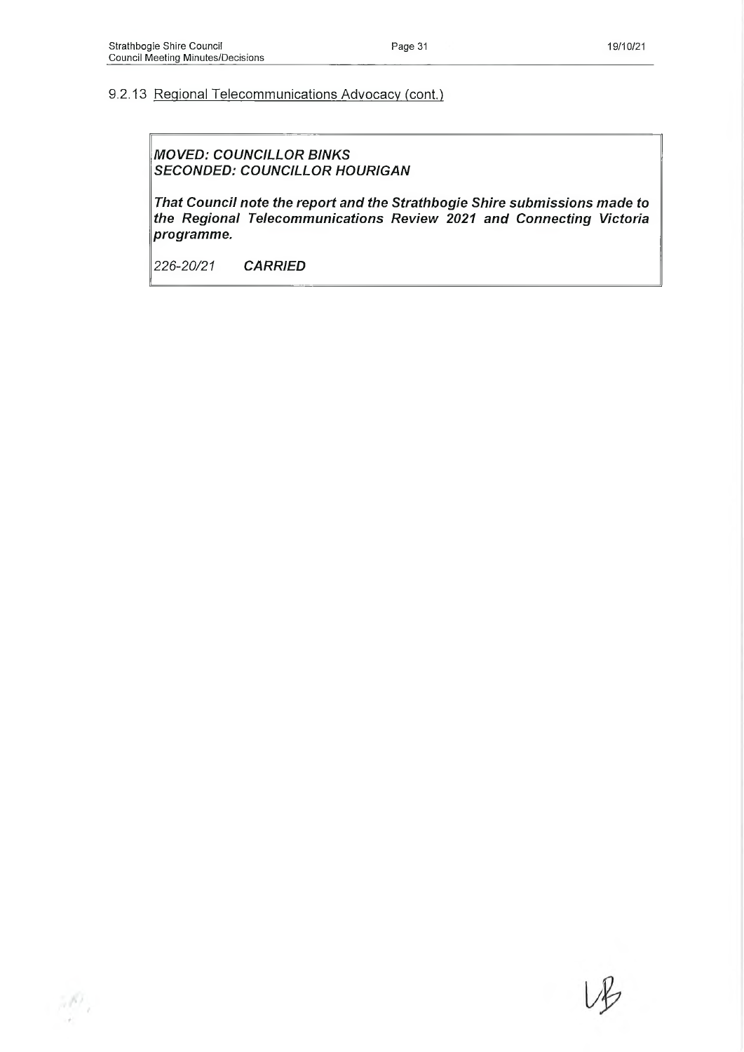9.2.13 Regional Telecommunications Advocacy (cont.)

***MOVED: COUNCILLOR BINKS***
***SECONDED: COUNCILLOR HOURIGAN***

***That Council note the report and the Strathbogie Shire submissions made to the Regional Telecommunications Review 2021 and Connecting Victoria programme.***

*226-20/21* ***CARRIED***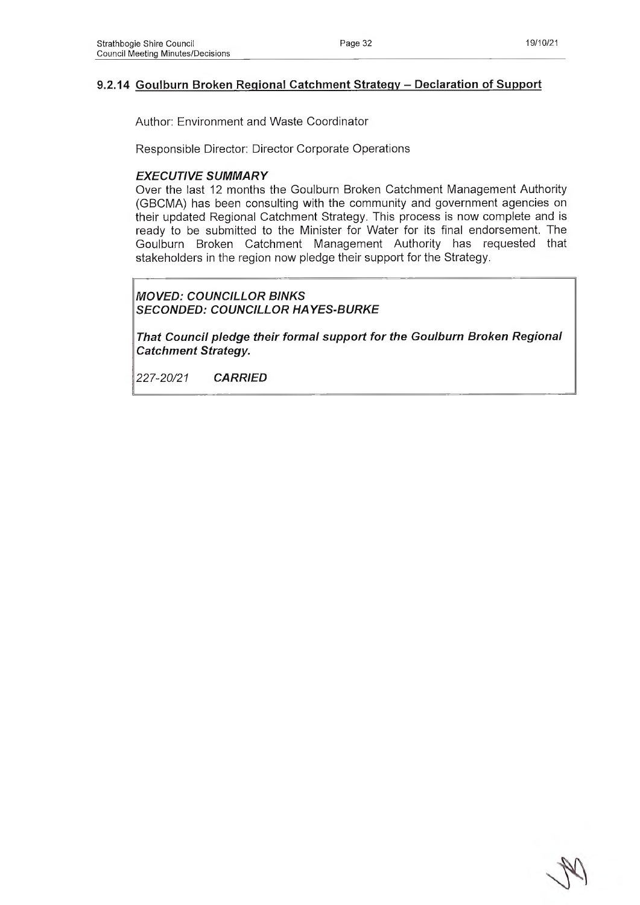## 9.2.14 Goulburn Broken Regional Catchment Strategy – Declaration of Support

Author: Environment and Waste Coordinator

Responsible Director: Director Corporate Operations

### *EXECUTIVE SUMMARY*

Over the last 12 months the Goulburn Broken Catchment Management Authority (GBCMA) has been consulting with the community and government agencies on their updated Regional Catchment Strategy. This process is now complete and is ready to be submitted to the Minister for Water for its final endorsement. The Goulburn Broken Catchment Management Authority has requested that stakeholders in the region now pledge their support for the Strategy.

***MOVED: COUNCILLOR BINKS***
***SECONDED: COUNCILLOR HAYES-BURKE***

***That Council pledge their formal support for the Goulburn Broken Regional Catchment Strategy.***

*227-20/21* ***CARRIED***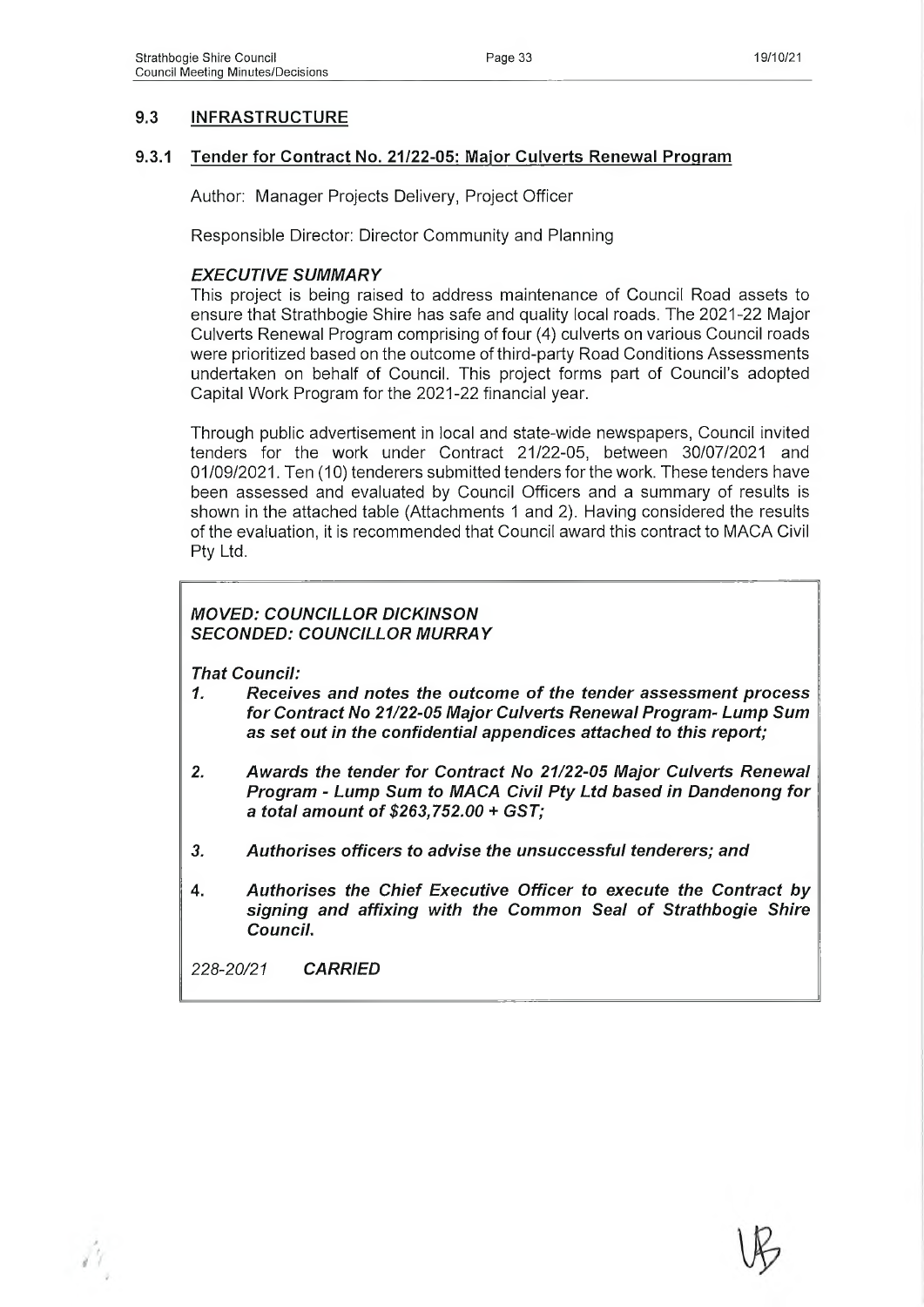## 9.3 INFRASTRUCTURE

### 9.3.1 Tender for Contract No. 21/22-05: Major Culverts Renewal Program

Author: Manager Projects Delivery, Project Officer

Responsible Director: Director Community and Planning

***EXECUTIVE SUMMARY***

This project is being raised to address maintenance of Council Road assets to ensure that Strathbogie Shire has safe and quality local roads. The 2021-22 Major Culverts Renewal Program comprising of four (4) culverts on various Council roads were prioritized based on the outcome of third-party Road Conditions Assessments undertaken on behalf of Council. This project forms part of Council's adopted Capital Work Program for the 2021-22 financial year.

Through public advertisement in local and state-wide newspapers, Council invited tenders for the work under Contract 21/22-05, between 30/07/2021 and 01/09/2021. Ten (10) tenderers submitted tenders for the work. These tenders have been assessed and evaluated by Council Officers and a summary of results is shown in the attached table (Attachments 1 and 2). Having considered the results of the evaluation, it is recommended that Council award this contract to MACA Civil Pty Ltd.

***MOVED: COUNCILLOR DICKINSON***
***SECONDED: COUNCILLOR MURRAY***

***That Council:***

1. ***Receives and notes the outcome of the tender assessment process for Contract No 21/22-05 Major Culverts Renewal Program- Lump Sum as set out in the confidential appendices attached to this report;***

2. ***Awards the tender for Contract No 21/22-05 Major Culverts Renewal Program - Lump Sum to MACA Civil Pty Ltd based in Dandenong for a total amount of $263,752.00 + GST;***

3. ***Authorises officers to advise the unsuccessful tenderers; and***

4. ***Authorises the Chief Executive Officer to execute the Contract by signing and affixing with the Common Seal of Strathbogie Shire Council.***

*228-20/21* ***CARRIED***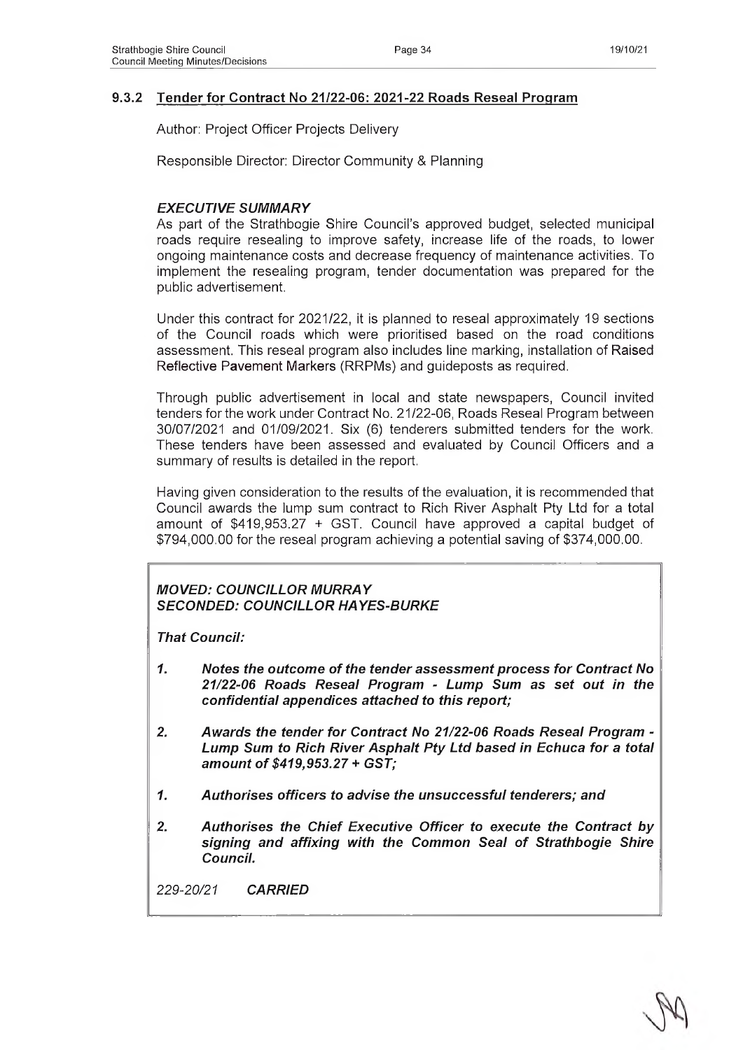### 9.3.2 Tender for Contract No 21/22-06: 2021-22 Roads Reseal Program

Author: Project Officer Projects Delivery

Responsible Director: Director Community & Planning

#### *EXECUTIVE SUMMARY*

As part of the Strathbogie Shire Council's approved budget, selected municipal roads require resealing to improve safety, increase life of the roads, to lower ongoing maintenance costs and decrease frequency of maintenance activities. To implement the resealing program, tender documentation was prepared for the public advertisement.

Under this contract for 2021/22, it is planned to reseal approximately 19 sections of the Council roads which were prioritised based on the road conditions assessment. This reseal program also includes line marking, installation of Raised Reflective Pavement Markers (RRPMs) and guideposts as required.

Through public advertisement in local and state newspapers, Council invited tenders for the work under Contract No. 21/22-06, Roads Reseal Program between 30/07/2021 and 01/09/2021. Six (6) tenderers submitted tenders for the work. These tenders have been assessed and evaluated by Council Officers and a summary of results is detailed in the report.

Having given consideration to the results of the evaluation, it is recommended that Council awards the lump sum contract to Rich River Asphalt Pty Ltd for a total amount of $419,953.27 + GST. Council have approved a capital budget of $794,000.00 for the reseal program achieving a potential saving of $374,000.00.

***MOVED: COUNCILLOR MURRAY***
***SECONDED: COUNCILLOR HAYES-BURKE***

***That Council:***

***1. Notes the outcome of the tender assessment process for Contract No 21/22-06 Roads Reseal Program - Lump Sum as set out in the confidential appendices attached to this report;***

***2. Awards the tender for Contract No 21/22-06 Roads Reseal Program - Lump Sum to Rich River Asphalt Pty Ltd based in Echuca for a total amount of $419,953.27 + GST;***

***1. Authorises officers to advise the unsuccessful tenderers; and***

***2. Authorises the Chief Executive Officer to execute the Contract by signing and affixing with the Common Seal of Strathbogie Shire Council.***

*229-20/21* ***CARRIED***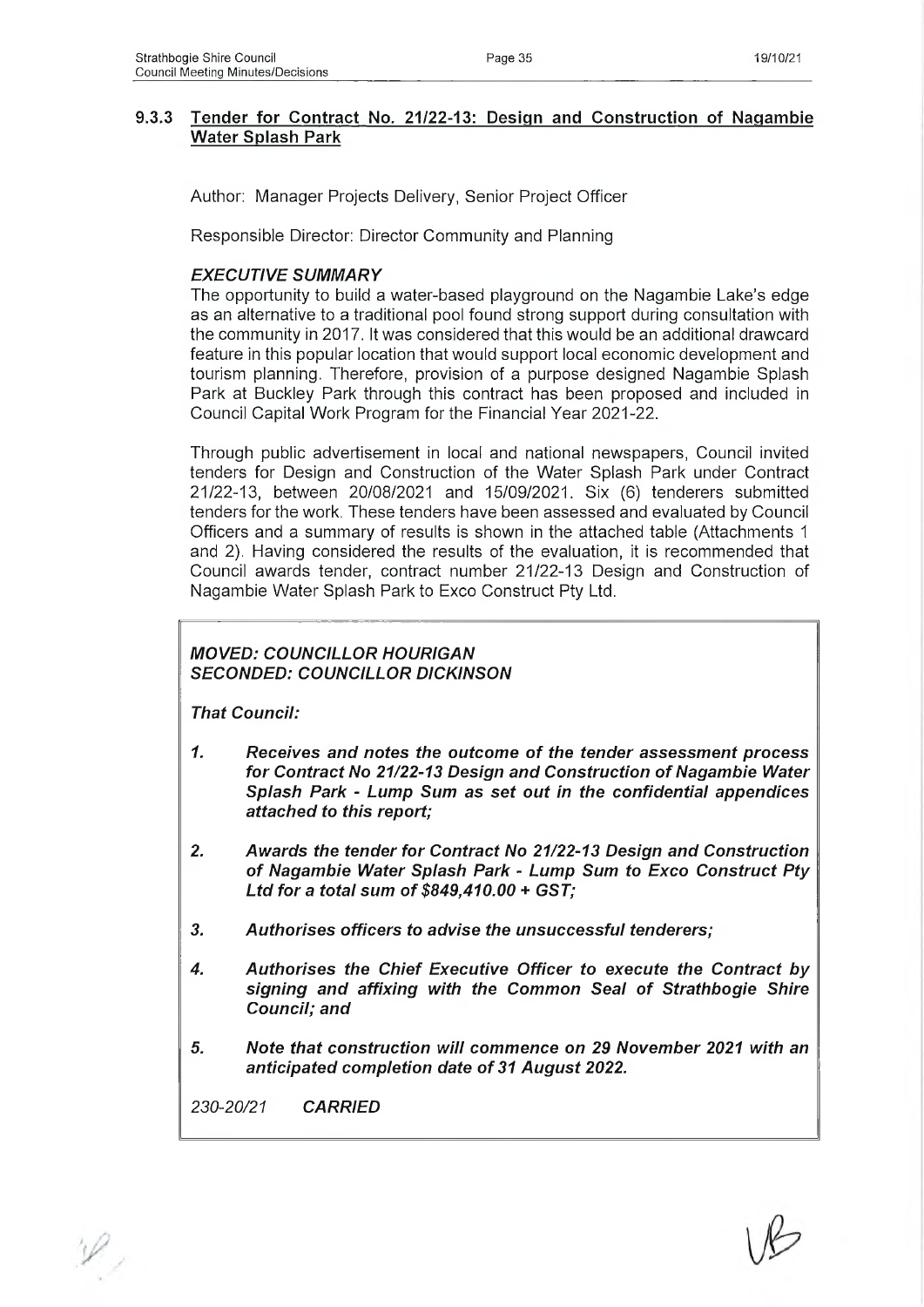### 9.3.3 Tender for Contract No. 21/22-13: Design and Construction of Nagambie Water Splash Park

Author: Manager Projects Delivery, Senior Project Officer

Responsible Director: Director Community and Planning

***EXECUTIVE SUMMARY***

The opportunity to build a water-based playground on the Nagambie Lake's edge as an alternative to a traditional pool found strong support during consultation with the community in 2017. It was considered that this would be an additional drawcard feature in this popular location that would support local economic development and tourism planning. Therefore, provision of a purpose designed Nagambie Splash Park at Buckley Park through this contract has been proposed and included in Council Capital Work Program for the Financial Year 2021-22.

Through public advertisement in local and national newspapers, Council invited tenders for Design and Construction of the Water Splash Park under Contract 21/22-13, between 20/08/2021 and 15/09/2021. Six (6) tenderers submitted tenders for the work. These tenders have been assessed and evaluated by Council Officers and a summary of results is shown in the attached table (Attachments 1 and 2). Having considered the results of the evaluation, it is recommended that Council awards tender, contract number 21/22-13 Design and Construction of Nagambie Water Splash Park to Exco Construct Pty Ltd.

***MOVED: COUNCILLOR HOURIGAN***
***SECONDED: COUNCILLOR DICKINSON***

***That Council:***

1. ***Receives and notes the outcome of the tender assessment process for Contract No 21/22-13 Design and Construction of Nagambie Water Splash Park - Lump Sum as set out in the confidential appendices attached to this report;***

2. ***Awards the tender for Contract No 21/22-13 Design and Construction of Nagambie Water Splash Park - Lump Sum to Exco Construct Pty Ltd for a total sum of $849,410.00 + GST;***

3. ***Authorises officers to advise the unsuccessful tenderers;***

4. ***Authorises the Chief Executive Officer to execute the Contract by signing and affixing with the Common Seal of Strathbogie Shire Council; and***

5. ***Note that construction will commence on 29 November 2021 with an anticipated completion date of 31 August 2022.***

*230-20/21* ***CARRIED***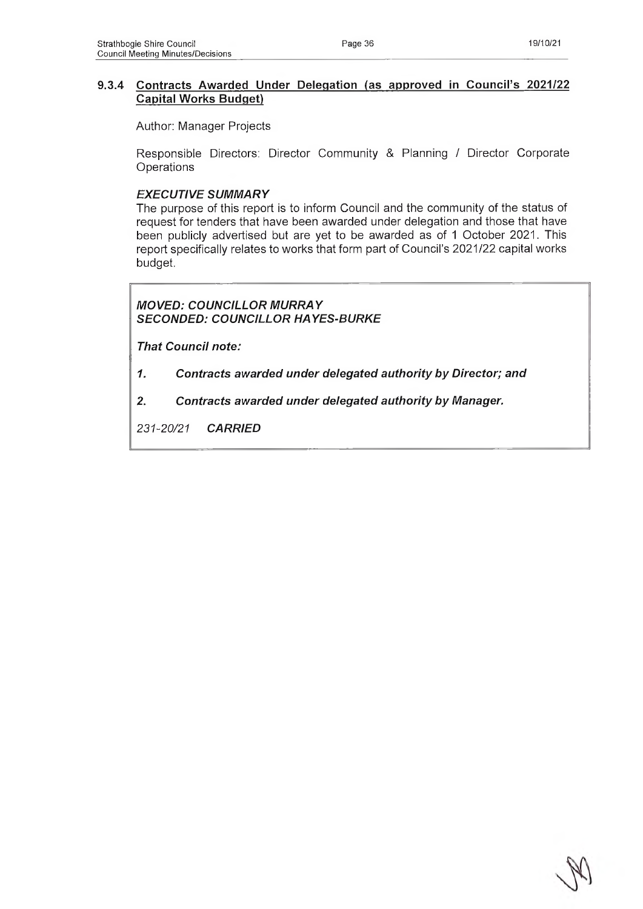### 9.3.4 Contracts Awarded Under Delegation (as approved in Council's 2021/22 Capital Works Budget)

Author: Manager Projects

Responsible Directors: Director Community & Planning / Director Corporate Operations

***EXECUTIVE SUMMARY***

The purpose of this report is to inform Council and the community of the status of request for tenders that have been awarded under delegation and those that have been publicly advertised but are yet to be awarded as of 1 October 2021. This report specifically relates to works that form part of Council's 2021/22 capital works budget.

***MOVED: COUNCILLOR MURRAY***
***SECONDED: COUNCILLOR HAYES-BURKE***

***That Council note:***

1. ***Contracts awarded under delegated authority by Director; and***
2. ***Contracts awarded under delegated authority by Manager.***

*231-20/21* ***CARRIED***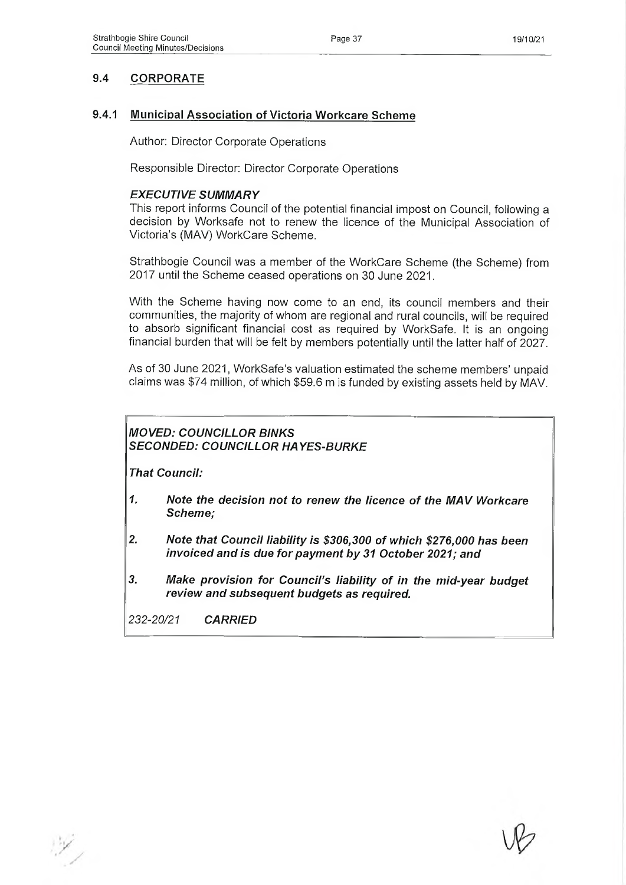## 9.4 CORPORATE

### 9.4.1 Municipal Association of Victoria Workcare Scheme

Author: Director Corporate Operations

Responsible Director: Director Corporate Operations

#### *EXECUTIVE SUMMARY*

This report informs Council of the potential financial impost on Council, following a decision by Worksafe not to renew the licence of the Municipal Association of Victoria's (MAV) WorkCare Scheme.

Strathbogie Council was a member of the WorkCare Scheme (the Scheme) from 2017 until the Scheme ceased operations on 30 June 2021.

With the Scheme having now come to an end, its council members and their communities, the majority of whom are regional and rural councils, will be required to absorb significant financial cost as required by WorkSafe. It is an ongoing financial burden that will be felt by members potentially until the latter half of 2027.

As of 30 June 2021, WorkSafe's valuation estimated the scheme members' unpaid claims was $74 million, of which $59.6 m is funded by existing assets held by MAV.

***MOVED: COUNCILLOR BINKS***
***SECONDED: COUNCILLOR HAYES-BURKE***

***That Council:***

1. ***Note the decision not to renew the licence of the MAV Workcare Scheme;***
2. ***Note that Council liability is $306,300 of which $276,000 has been invoiced and is due for payment by 31 October 2021; and***
3. ***Make provision for Council's liability of in the mid-year budget review and subsequent budgets as required.***

*232-20/21* ***CARRIED***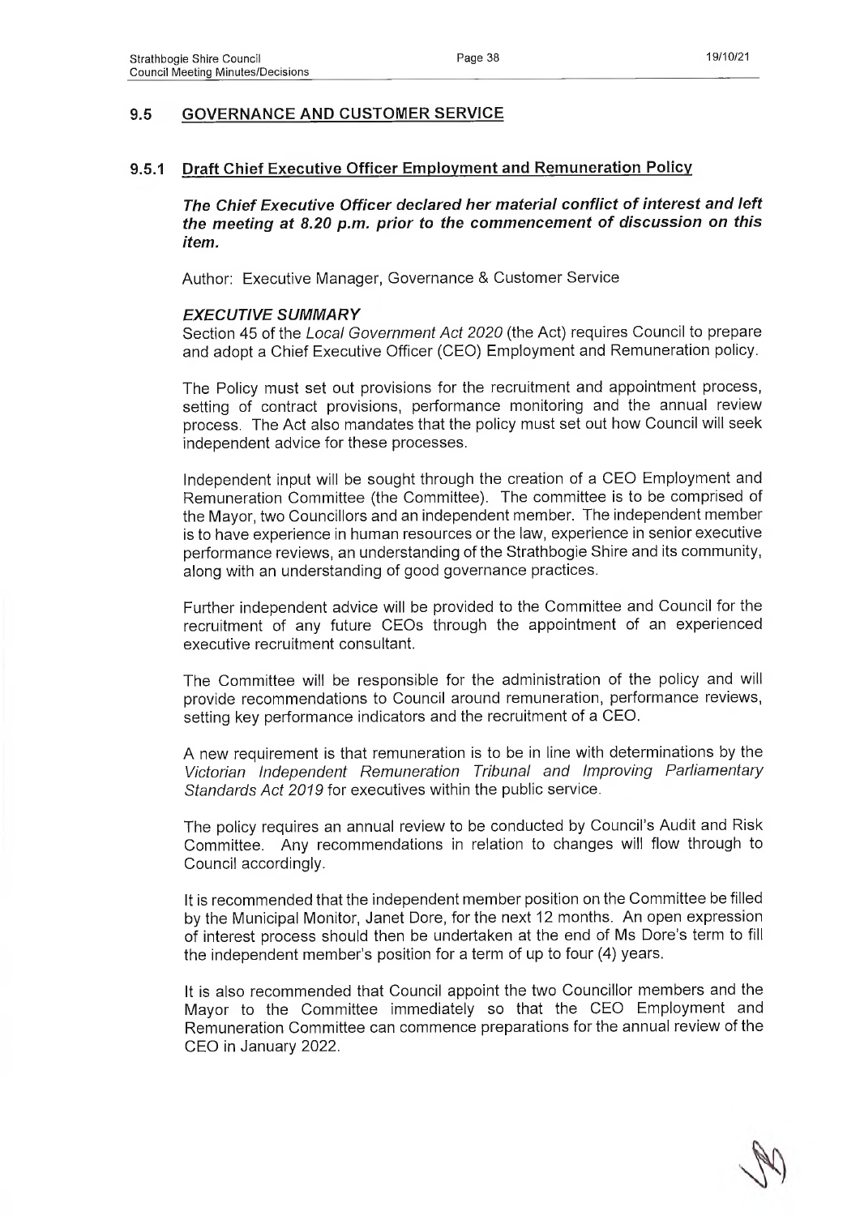## 9.5 GOVERNANCE AND CUSTOMER SERVICE

### 9.5.1 Draft Chief Executive Officer Employment and Remuneration Policy

***The Chief Executive Officer declared her material conflict of interest and left the meeting at 8.20 p.m. prior to the commencement of discussion on this item.***

Author: Executive Manager, Governance & Customer Service

***EXECUTIVE SUMMARY***

Section 45 of the *Local Government Act 2020* (the Act) requires Council to prepare and adopt a Chief Executive Officer (CEO) Employment and Remuneration policy.

The Policy must set out provisions for the recruitment and appointment process, setting of contract provisions, performance monitoring and the annual review process. The Act also mandates that the policy must set out how Council will seek independent advice for these processes.

Independent input will be sought through the creation of a CEO Employment and Remuneration Committee (the Committee). The committee is to be comprised of the Mayor, two Councillors and an independent member. The independent member is to have experience in human resources or the law, experience in senior executive performance reviews, an understanding of the Strathbogie Shire and its community, along with an understanding of good governance practices.

Further independent advice will be provided to the Committee and Council for the recruitment of any future CEOs through the appointment of an experienced executive recruitment consultant.

The Committee will be responsible for the administration of the policy and will provide recommendations to Council around remuneration, performance reviews, setting key performance indicators and the recruitment of a CEO.

A new requirement is that remuneration is to be in line with determinations by the *Victorian Independent Remuneration Tribunal and Improving Parliamentary Standards Act 2019* for executives within the public service.

The policy requires an annual review to be conducted by Council's Audit and Risk Committee. Any recommendations in relation to changes will flow through to Council accordingly.

It is recommended that the independent member position on the Committee be filled by the Municipal Monitor, Janet Dore, for the next 12 months. An open expression of interest process should then be undertaken at the end of Ms Dore's term to fill the independent member's position for a term of up to four (4) years.

It is also recommended that Council appoint the two Councillor members and the Mayor to the Committee immediately so that the CEO Employment and Remuneration Committee can commence preparations for the annual review of the CEO in January 2022.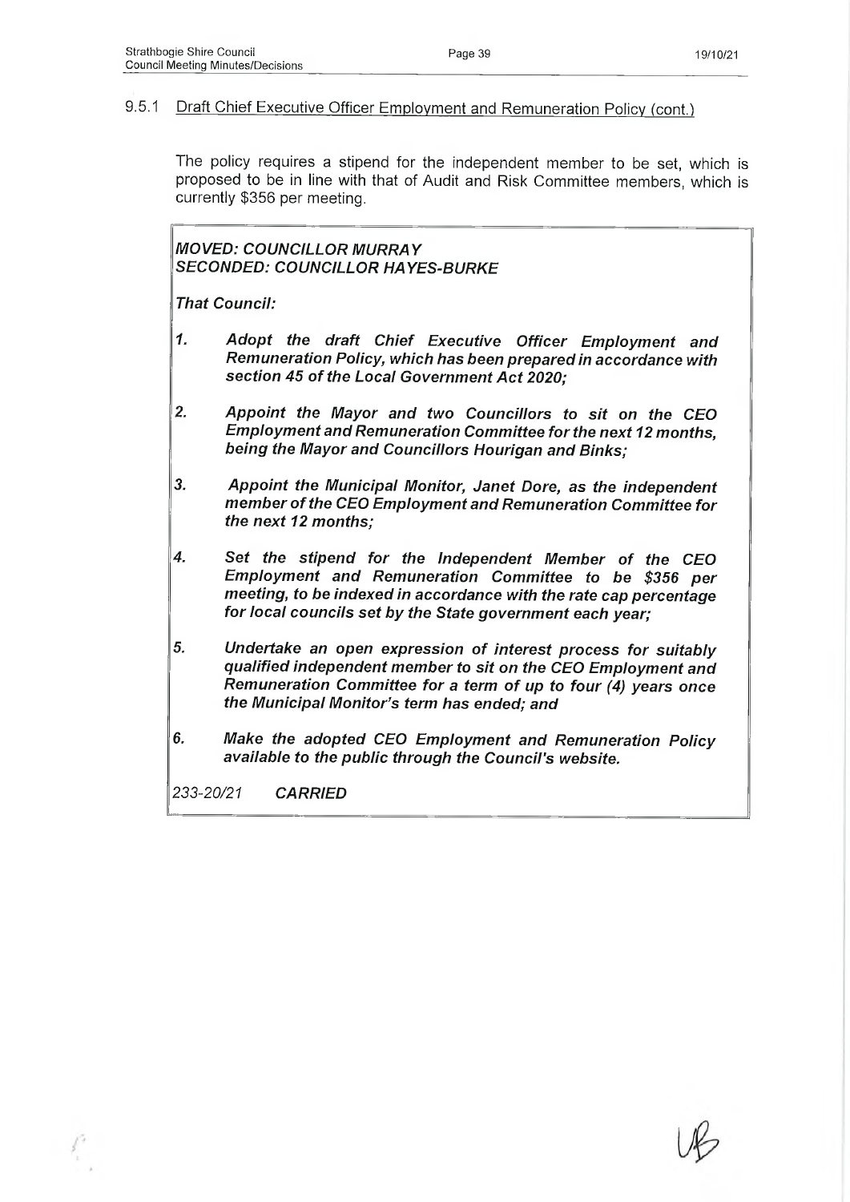## 9.5.1 Draft Chief Executive Officer Employment and Remuneration Policy (cont.)

The policy requires a stipend for the independent member to be set, which is proposed to be in line with that of Audit and Risk Committee members, which is currently $356 per meeting.

***MOVED: COUNCILLOR MURRAY***
***SECONDED: COUNCILLOR HAYES-BURKE***

***That Council:***

1. ***Adopt the draft Chief Executive Officer Employment and Remuneration Policy, which has been prepared in accordance with section 45 of the Local Government Act 2020;***
2. ***Appoint the Mayor and two Councillors to sit on the CEO Employment and Remuneration Committee for the next 12 months, being the Mayor and Councillors Hourigan and Binks;***
3. ***Appoint the Municipal Monitor, Janet Dore, as the independent member of the CEO Employment and Remuneration Committee for the next 12 months;***
4. ***Set the stipend for the Independent Member of the CEO Employment and Remuneration Committee to be $356 per meeting, to be indexed in accordance with the rate cap percentage for local councils set by the State government each year;***
5. ***Undertake an open expression of interest process for suitably qualified independent member to sit on the CEO Employment and Remuneration Committee for a term of up to four (4) years once the Municipal Monitor's term has ended; and***
6. ***Make the adopted CEO Employment and Remuneration Policy available to the public through the Council's website.***

*233-20/21* ***CARRIED***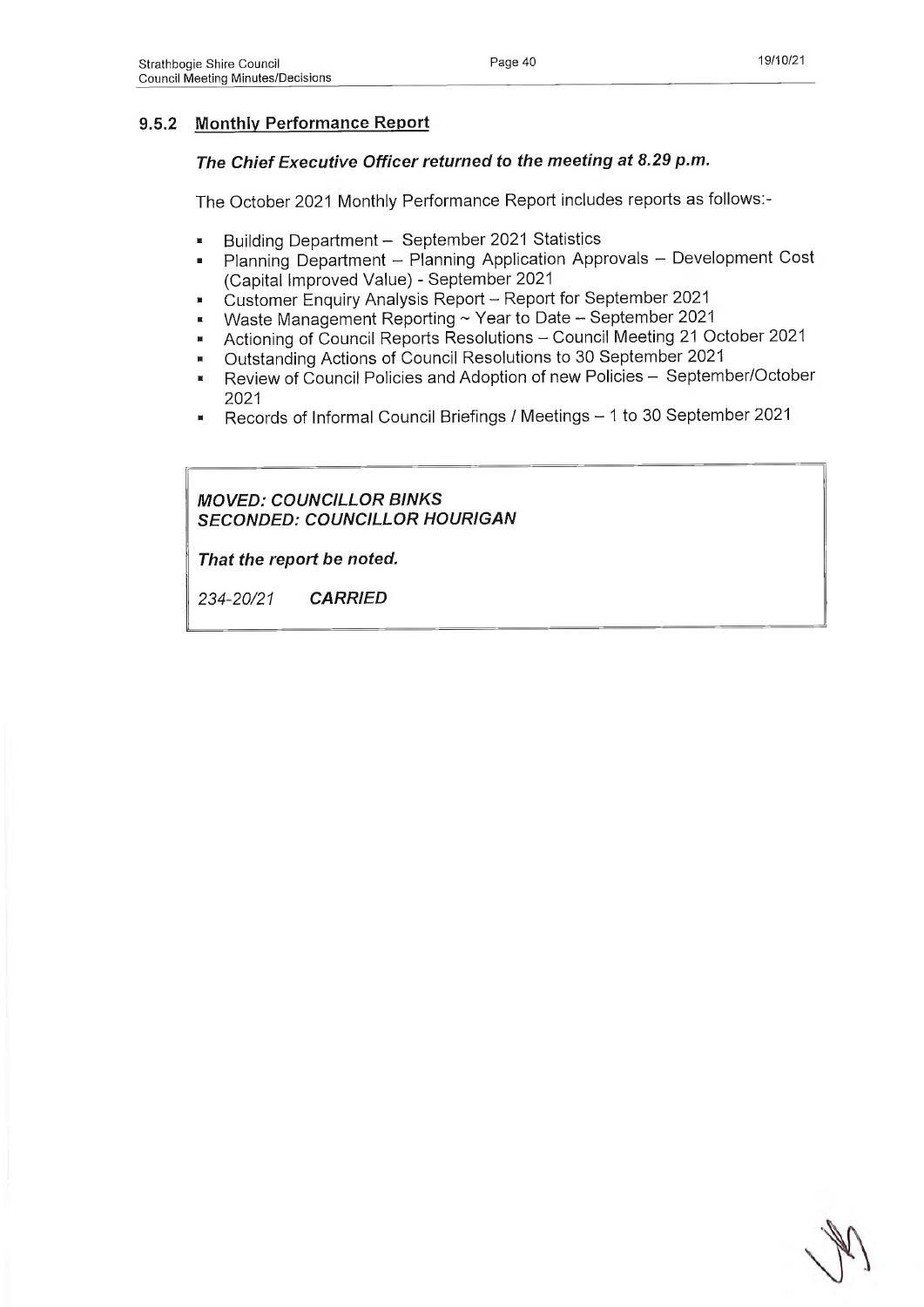### 9.5.2 Monthly Performance Report

***The Chief Executive Officer returned to the meeting at 8.29 p.m.***

The October 2021 Monthly Performance Report includes reports as follows:-

- Building Department – September 2021 Statistics
- Planning Department – Planning Application Approvals – Development Cost (Capital Improved Value) - September 2021
- Customer Enquiry Analysis Report – Report for September 2021
- Waste Management Reporting ~ Year to Date – September 2021
- Actioning of Council Reports Resolutions – Council Meeting 21 October 2021
- Outstanding Actions of Council Resolutions to 30 September 2021
- Review of Council Policies and Adoption of new Policies – September/October 2021
- Records of Informal Council Briefings / Meetings – 1 to 30 September 2021

***MOVED: COUNCILLOR BINKS***
***SECONDED: COUNCILLOR HOURIGAN***

***That the report be noted.***

*234-20/21* ***CARRIED***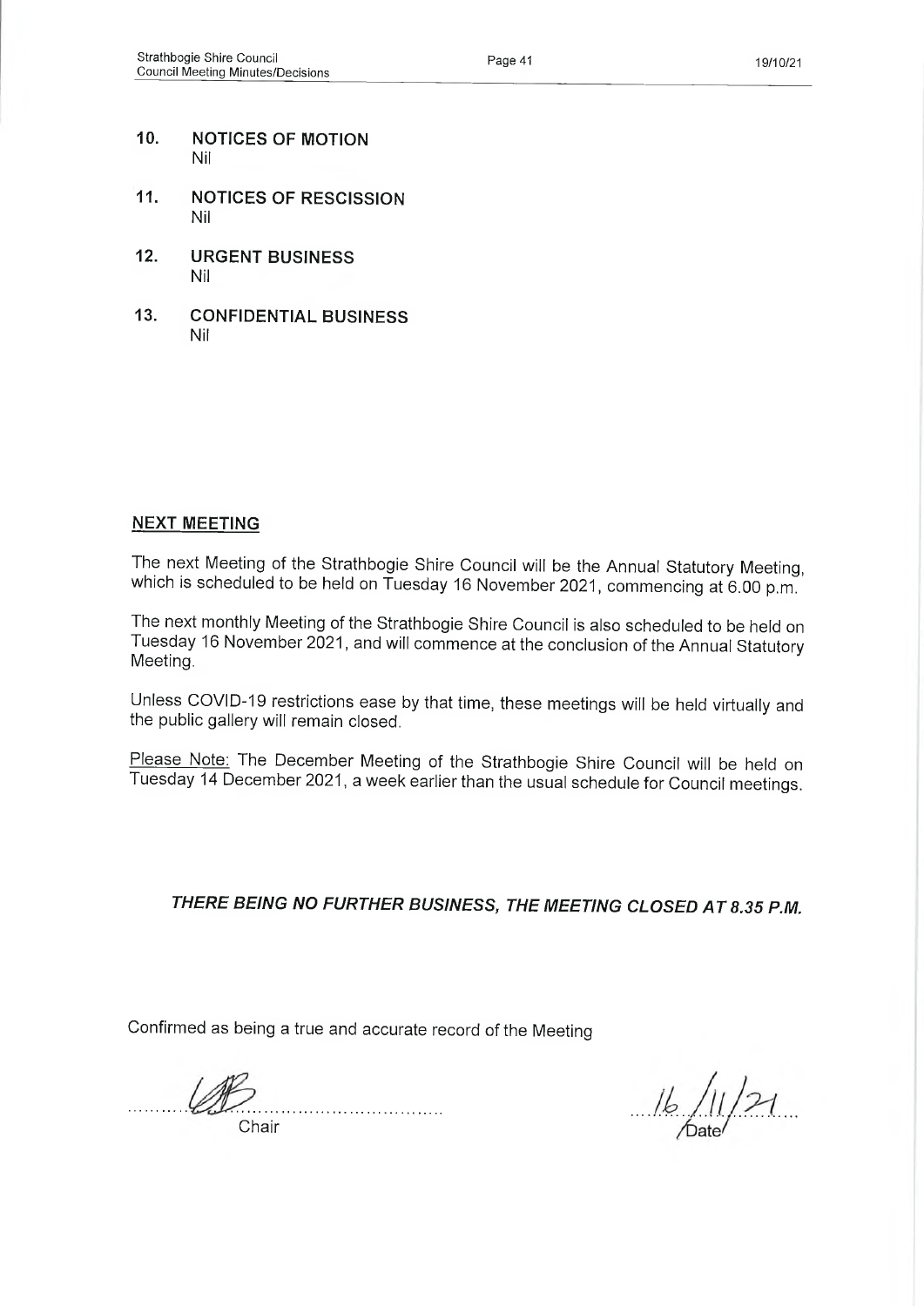## 10. NOTICES OF MOTION

Nil

## 11. NOTICES OF RESCISSION

Nil

## 12. URGENT BUSINESS

Nil

## 13. CONFIDENTIAL BUSINESS

Nil

**NEXT MEETING**

The next Meeting of the Strathbogie Shire Council will be the Annual Statutory Meeting, which is scheduled to be held on Tuesday 16 November 2021, commencing at 6.00 p.m.

The next monthly Meeting of the Strathbogie Shire Council is also scheduled to be held on Tuesday 16 November 2021, and will commence at the conclusion of the Annual Statutory Meeting.

Unless COVID-19 restrictions ease by that time, these meetings will be held virtually and the public gallery will remain closed.

Please Note: The December Meeting of the Strathbogie Shire Council will be held on Tuesday 14 December 2021, a week earlier than the usual schedule for Council meetings.

***THERE BEING NO FURTHER BUSINESS, THE MEETING CLOSED AT 8.35 P.M.***

Confirmed as being a true and accurate record of the Meeting

Chair

16/11/21

Date